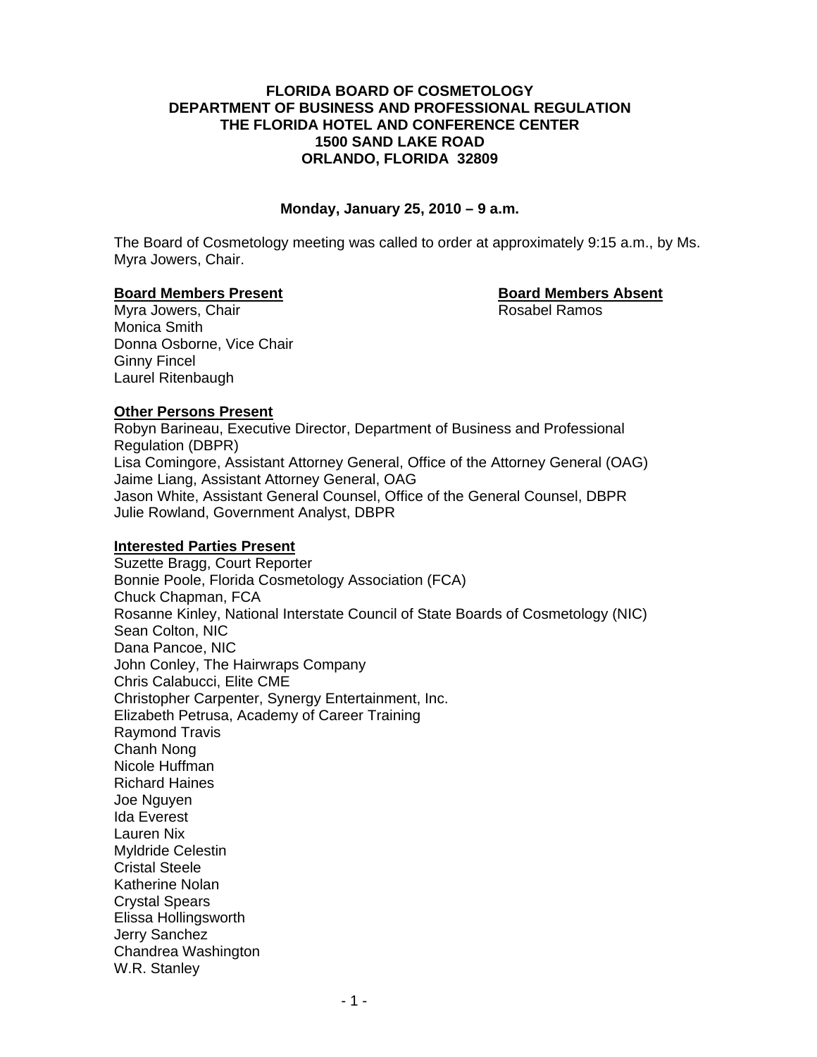**FLORIDA BOARD OF COSMETOLOGY**
**DEPARTMENT OF BUSINESS AND PROFESSIONAL REGULATION**
**THE FLORIDA HOTEL AND CONFERENCE CENTER**
**1500 SAND LAKE ROAD**
**ORLANDO, FLORIDA 32809**

**Monday, January 25, 2010 – 9 a.m.**

The Board of Cosmetology meeting was called to order at approximately 9:15 a.m., by Ms. Myra Jowers, Chair.

**Board Members Present**

Myra Jowers, Chair
Monica Smith
Donna Osborne, Vice Chair
Ginny Fincel
Laurel Ritenbaugh

**Board Members Absent**

Rosabel Ramos

**Other Persons Present**

Robyn Barineau, Executive Director, Department of Business and Professional Regulation (DBPR)
Lisa Comingore, Assistant Attorney General, Office of the Attorney General (OAG)
Jaime Liang, Assistant Attorney General, OAG
Jason White, Assistant General Counsel, Office of the General Counsel, DBPR
Julie Rowland, Government Analyst, DBPR

**Interested Parties Present**

Suzette Bragg, Court Reporter
Bonnie Poole, Florida Cosmetology Association (FCA)
Chuck Chapman, FCA
Rosanne Kinley, National Interstate Council of State Boards of Cosmetology (NIC)
Sean Colton, NIC
Dana Pancoe, NIC
John Conley, The Hairwraps Company
Chris Calabucci, Elite CME
Christopher Carpenter, Synergy Entertainment, Inc.
Elizabeth Petrusa, Academy of Career Training
Raymond Travis
Chanh Nong
Nicole Huffman
Richard Haines
Joe Nguyen
Ida Everest
Lauren Nix
Myldride Celestin
Cristal Steele
Katherine Nolan
Crystal Spears
Elissa Hollingsworth
Jerry Sanchez
Chandrea Washington
W.R. Stanley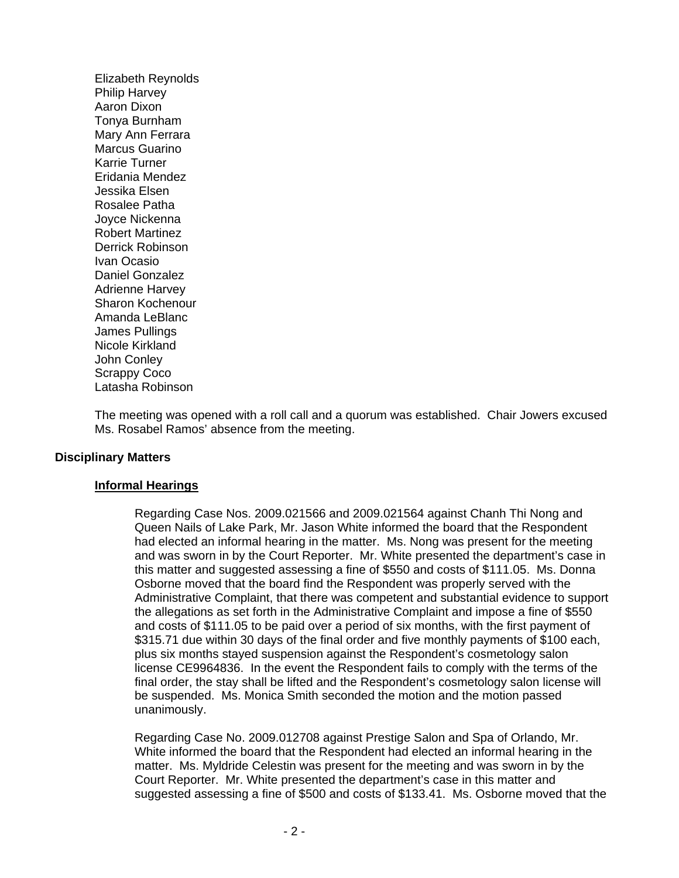Elizabeth Reynolds
Philip Harvey
Aaron Dixon
Tonya Burnham
Mary Ann Ferrara
Marcus Guarino
Karrie Turner
Eridania Mendez
Jessika Elsen
Rosalee Patha
Joyce Nickenna
Robert Martinez
Derrick Robinson
Ivan Ocasio
Daniel Gonzalez
Adrienne Harvey
Sharon Kochenour
Amanda LeBlanc
James Pullings
Nicole Kirkland
John Conley
Scrappy Coco
Latasha Robinson

The meeting was opened with a roll call and a quorum was established. Chair Jowers excused Ms. Rosabel Ramos' absence from the meeting.

**Disciplinary Matters**

**Informal Hearings**

Regarding Case Nos. 2009.021566 and 2009.021564 against Chanh Thi Nong and Queen Nails of Lake Park, Mr. Jason White informed the board that the Respondent had elected an informal hearing in the matter. Ms. Nong was present for the meeting and was sworn in by the Court Reporter. Mr. White presented the department's case in this matter and suggested assessing a fine of $550 and costs of $111.05. Ms. Donna Osborne moved that the board find the Respondent was properly served with the Administrative Complaint, that there was competent and substantial evidence to support the allegations as set forth in the Administrative Complaint and impose a fine of $550 and costs of $111.05 to be paid over a period of six months, with the first payment of $315.71 due within 30 days of the final order and five monthly payments of $100 each, plus six months stayed suspension against the Respondent's cosmetology salon license CE9964836. In the event the Respondent fails to comply with the terms of the final order, the stay shall be lifted and the Respondent's cosmetology salon license will be suspended. Ms. Monica Smith seconded the motion and the motion passed unanimously.

Regarding Case No. 2009.012708 against Prestige Salon and Spa of Orlando, Mr. White informed the board that the Respondent had elected an informal hearing in the matter. Ms. Myldride Celestin was present for the meeting and was sworn in by the Court Reporter. Mr. White presented the department's case in this matter and suggested assessing a fine of $500 and costs of $133.41. Ms. Osborne moved that the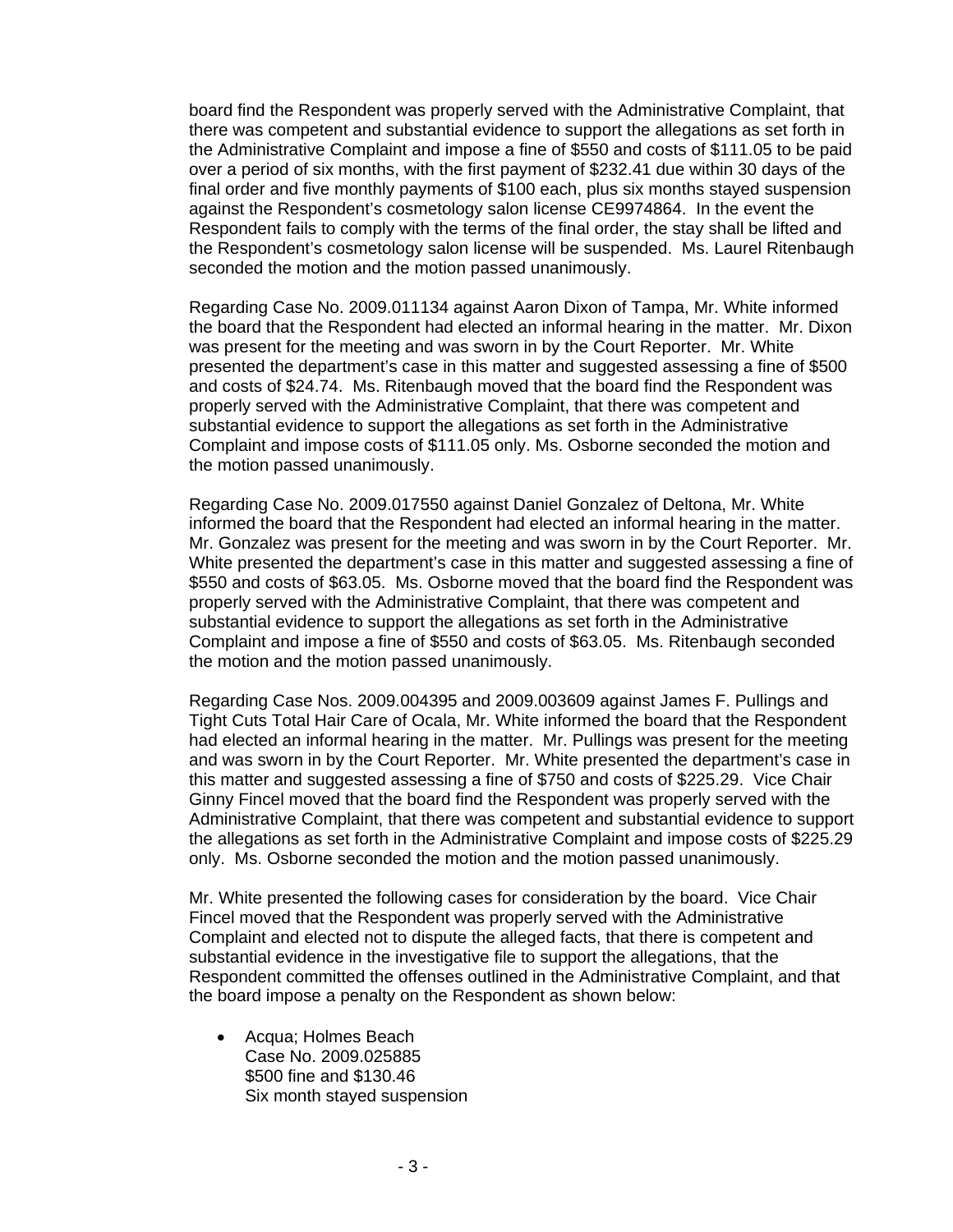board find the Respondent was properly served with the Administrative Complaint, that there was competent and substantial evidence to support the allegations as set forth in the Administrative Complaint and impose a fine of $550 and costs of $111.05 to be paid over a period of six months, with the first payment of $232.41 due within 30 days of the final order and five monthly payments of $100 each, plus six months stayed suspension against the Respondent's cosmetology salon license CE9974864. In the event the Respondent fails to comply with the terms of the final order, the stay shall be lifted and the Respondent's cosmetology salon license will be suspended. Ms. Laurel Ritenbaugh seconded the motion and the motion passed unanimously.

Regarding Case No. 2009.011134 against Aaron Dixon of Tampa, Mr. White informed the board that the Respondent had elected an informal hearing in the matter. Mr. Dixon was present for the meeting and was sworn in by the Court Reporter. Mr. White presented the department's case in this matter and suggested assessing a fine of $500 and costs of $24.74. Ms. Ritenbaugh moved that the board find the Respondent was properly served with the Administrative Complaint, that there was competent and substantial evidence to support the allegations as set forth in the Administrative Complaint and impose costs of $111.05 only. Ms. Osborne seconded the motion and the motion passed unanimously.

Regarding Case No. 2009.017550 against Daniel Gonzalez of Deltona, Mr. White informed the board that the Respondent had elected an informal hearing in the matter. Mr. Gonzalez was present for the meeting and was sworn in by the Court Reporter. Mr. White presented the department's case in this matter and suggested assessing a fine of $550 and costs of $63.05. Ms. Osborne moved that the board find the Respondent was properly served with the Administrative Complaint, that there was competent and substantial evidence to support the allegations as set forth in the Administrative Complaint and impose a fine of $550 and costs of $63.05. Ms. Ritenbaugh seconded the motion and the motion passed unanimously.

Regarding Case Nos. 2009.004395 and 2009.003609 against James F. Pullings and Tight Cuts Total Hair Care of Ocala, Mr. White informed the board that the Respondent had elected an informal hearing in the matter. Mr. Pullings was present for the meeting and was sworn in by the Court Reporter. Mr. White presented the department's case in this matter and suggested assessing a fine of $750 and costs of $225.29. Vice Chair Ginny Fincel moved that the board find the Respondent was properly served with the Administrative Complaint, that there was competent and substantial evidence to support the allegations as set forth in the Administrative Complaint and impose costs of $225.29 only. Ms. Osborne seconded the motion and the motion passed unanimously.

Mr. White presented the following cases for consideration by the board. Vice Chair Fincel moved that the Respondent was properly served with the Administrative Complaint and elected not to dispute the alleged facts, that there is competent and substantial evidence in the investigative file to support the allegations, that the Respondent committed the offenses outlined in the Administrative Complaint, and that the board impose a penalty on the Respondent as shown below:

- Acqua; Holmes Beach
  Case No. 2009.025885
  $500 fine and $130.46
  Six month stayed suspension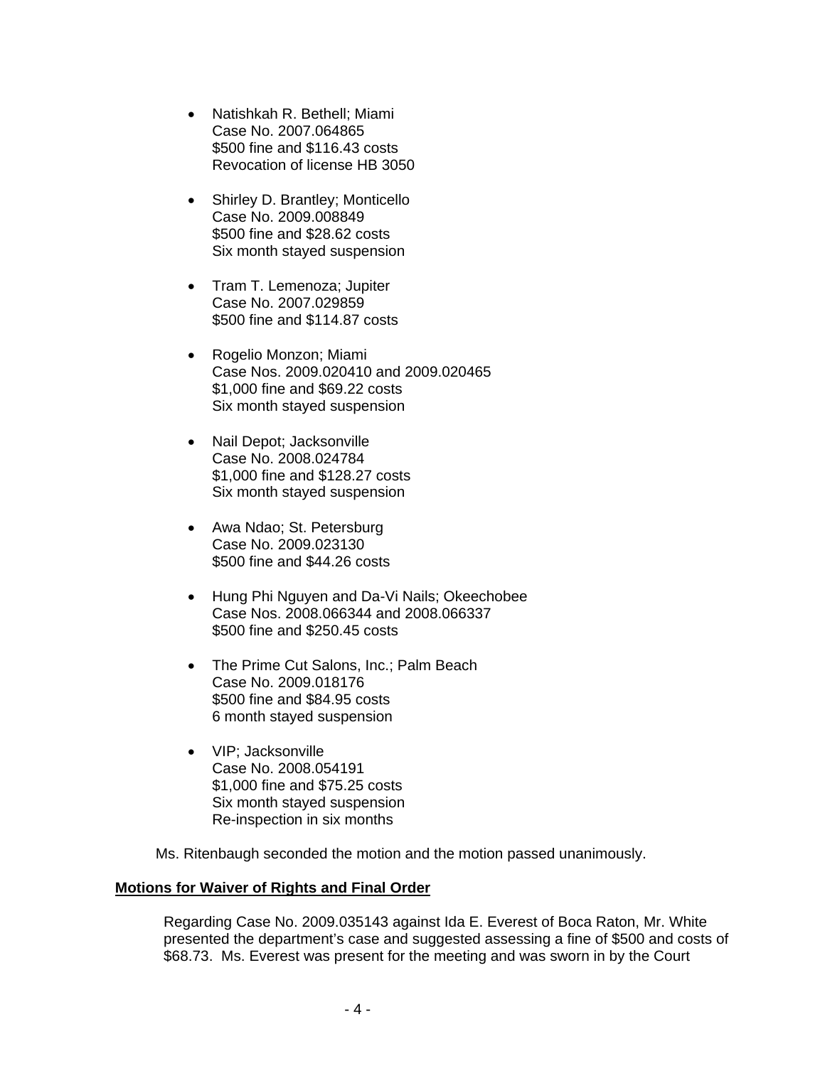- Natishkah R. Bethell; Miami
  Case No. 2007.064865
  $500 fine and $116.43 costs
  Revocation of license HB 3050

- Shirley D. Brantley; Monticello
  Case No. 2009.008849
  $500 fine and $28.62 costs
  Six month stayed suspension

- Tram T. Lemenoza; Jupiter
  Case No. 2007.029859
  $500 fine and $114.87 costs

- Rogelio Monzon; Miami
  Case Nos. 2009.020410 and 2009.020465
  $1,000 fine and $69.22 costs
  Six month stayed suspension

- Nail Depot; Jacksonville
  Case No. 2008.024784
  $1,000 fine and $128.27 costs
  Six month stayed suspension

- Awa Ndao; St. Petersburg
  Case No. 2009.023130
  $500 fine and $44.26 costs

- Hung Phi Nguyen and Da-Vi Nails; Okeechobee
  Case Nos. 2008.066344 and 2008.066337
  $500 fine and $250.45 costs

- The Prime Cut Salons, Inc.; Palm Beach
  Case No. 2009.018176
  $500 fine and $84.95 costs
  6 month stayed suspension

- VIP; Jacksonville
  Case No. 2008.054191
  $1,000 fine and $75.25 costs
  Six month stayed suspension
  Re-inspection in six months

Ms. Ritenbaugh seconded the motion and the motion passed unanimously.

**Motions for Waiver of Rights and Final Order**

Regarding Case No. 2009.035143 against Ida E. Everest of Boca Raton, Mr. White presented the department's case and suggested assessing a fine of $500 and costs of $68.73. Ms. Everest was present for the meeting and was sworn in by the Court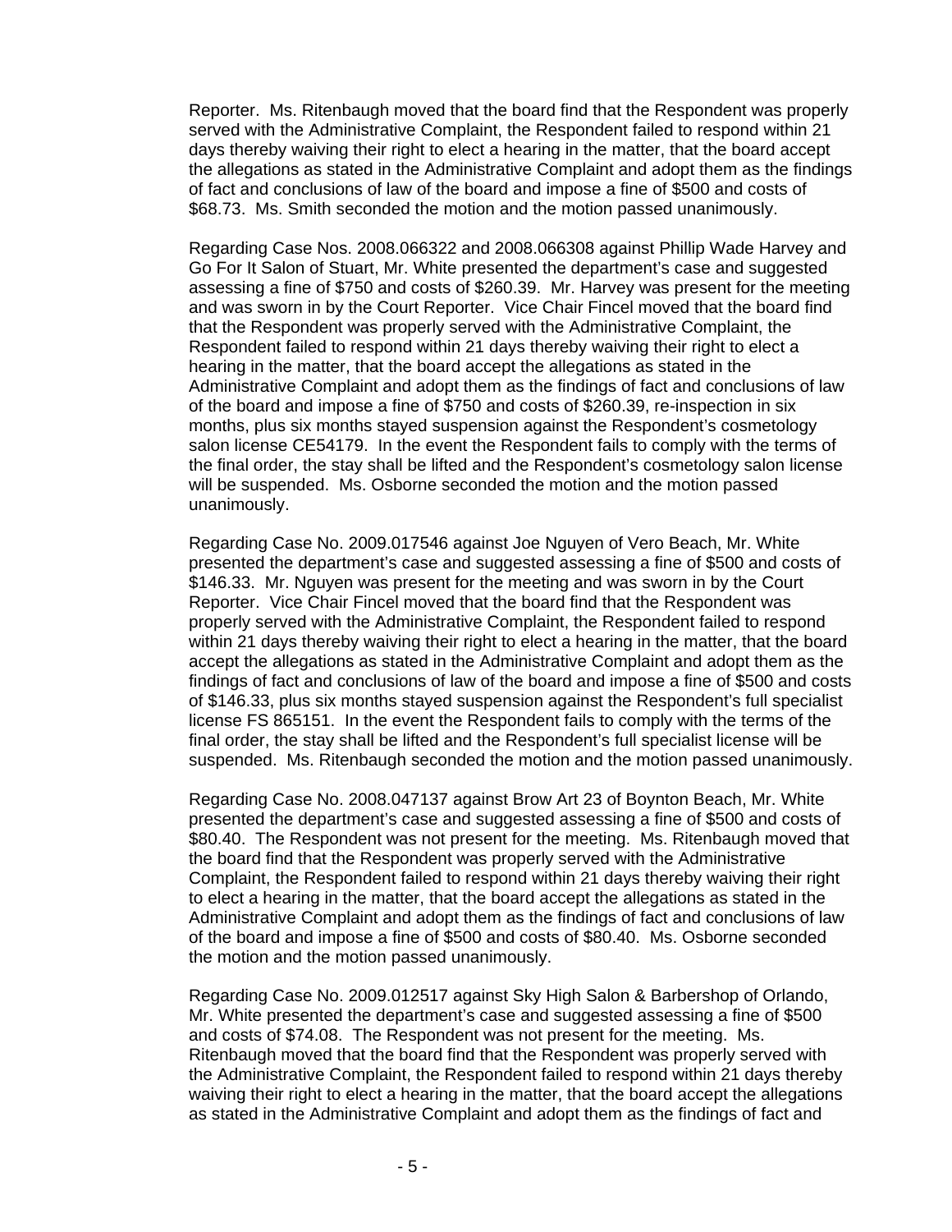Reporter. Ms. Ritenbaugh moved that the board find that the Respondent was properly served with the Administrative Complaint, the Respondent failed to respond within 21 days thereby waiving their right to elect a hearing in the matter, that the board accept the allegations as stated in the Administrative Complaint and adopt them as the findings of fact and conclusions of law of the board and impose a fine of $500 and costs of $68.73. Ms. Smith seconded the motion and the motion passed unanimously.

Regarding Case Nos. 2008.066322 and 2008.066308 against Phillip Wade Harvey and Go For It Salon of Stuart, Mr. White presented the department's case and suggested assessing a fine of $750 and costs of $260.39. Mr. Harvey was present for the meeting and was sworn in by the Court Reporter. Vice Chair Fincel moved that the board find that the Respondent was properly served with the Administrative Complaint, the Respondent failed to respond within 21 days thereby waiving their right to elect a hearing in the matter, that the board accept the allegations as stated in the Administrative Complaint and adopt them as the findings of fact and conclusions of law of the board and impose a fine of $750 and costs of $260.39, re-inspection in six months, plus six months stayed suspension against the Respondent's cosmetology salon license CE54179. In the event the Respondent fails to comply with the terms of the final order, the stay shall be lifted and the Respondent's cosmetology salon license will be suspended. Ms. Osborne seconded the motion and the motion passed unanimously.

Regarding Case No. 2009.017546 against Joe Nguyen of Vero Beach, Mr. White presented the department's case and suggested assessing a fine of $500 and costs of $146.33. Mr. Nguyen was present for the meeting and was sworn in by the Court Reporter. Vice Chair Fincel moved that the board find that the Respondent was properly served with the Administrative Complaint, the Respondent failed to respond within 21 days thereby waiving their right to elect a hearing in the matter, that the board accept the allegations as stated in the Administrative Complaint and adopt them as the findings of fact and conclusions of law of the board and impose a fine of $500 and costs of $146.33, plus six months stayed suspension against the Respondent's full specialist license FS 865151. In the event the Respondent fails to comply with the terms of the final order, the stay shall be lifted and the Respondent's full specialist license will be suspended. Ms. Ritenbaugh seconded the motion and the motion passed unanimously.

Regarding Case No. 2008.047137 against Brow Art 23 of Boynton Beach, Mr. White presented the department's case and suggested assessing a fine of $500 and costs of $80.40. The Respondent was not present for the meeting. Ms. Ritenbaugh moved that the board find that the Respondent was properly served with the Administrative Complaint, the Respondent failed to respond within 21 days thereby waiving their right to elect a hearing in the matter, that the board accept the allegations as stated in the Administrative Complaint and adopt them as the findings of fact and conclusions of law of the board and impose a fine of $500 and costs of $80.40. Ms. Osborne seconded the motion and the motion passed unanimously.

Regarding Case No. 2009.012517 against Sky High Salon & Barbershop of Orlando, Mr. White presented the department's case and suggested assessing a fine of $500 and costs of $74.08. The Respondent was not present for the meeting. Ms. Ritenbaugh moved that the board find that the Respondent was properly served with the Administrative Complaint, the Respondent failed to respond within 21 days thereby waiving their right to elect a hearing in the matter, that the board accept the allegations as stated in the Administrative Complaint and adopt them as the findings of fact and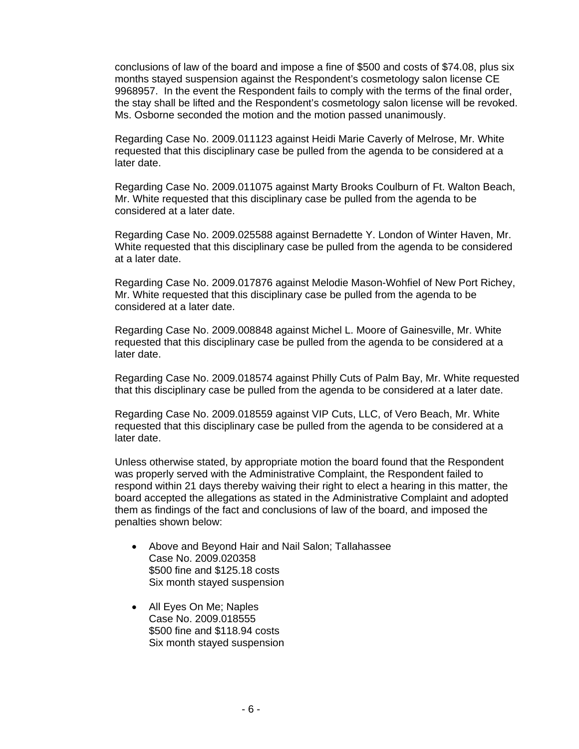conclusions of law of the board and impose a fine of $500 and costs of $74.08, plus six months stayed suspension against the Respondent's cosmetology salon license CE 9968957. In the event the Respondent fails to comply with the terms of the final order, the stay shall be lifted and the Respondent's cosmetology salon license will be revoked. Ms. Osborne seconded the motion and the motion passed unanimously.

Regarding Case No. 2009.011123 against Heidi Marie Caverly of Melrose, Mr. White requested that this disciplinary case be pulled from the agenda to be considered at a later date.

Regarding Case No. 2009.011075 against Marty Brooks Coulburn of Ft. Walton Beach, Mr. White requested that this disciplinary case be pulled from the agenda to be considered at a later date.

Regarding Case No. 2009.025588 against Bernadette Y. London of Winter Haven, Mr. White requested that this disciplinary case be pulled from the agenda to be considered at a later date.

Regarding Case No. 2009.017876 against Melodie Mason-Wohfiel of New Port Richey, Mr. White requested that this disciplinary case be pulled from the agenda to be considered at a later date.

Regarding Case No. 2009.008848 against Michel L. Moore of Gainesville, Mr. White requested that this disciplinary case be pulled from the agenda to be considered at a later date.

Regarding Case No. 2009.018574 against Philly Cuts of Palm Bay, Mr. White requested that this disciplinary case be pulled from the agenda to be considered at a later date.

Regarding Case No. 2009.018559 against VIP Cuts, LLC, of Vero Beach, Mr. White requested that this disciplinary case be pulled from the agenda to be considered at a later date.

Unless otherwise stated, by appropriate motion the board found that the Respondent was properly served with the Administrative Complaint, the Respondent failed to respond within 21 days thereby waiving their right to elect a hearing in this matter, the board accepted the allegations as stated in the Administrative Complaint and adopted them as findings of the fact and conclusions of law of the board, and imposed the penalties shown below:

- Above and Beyond Hair and Nail Salon; Tallahassee
  Case No. 2009.020358
  $500 fine and $125.18 costs
  Six month stayed suspension

- All Eyes On Me; Naples
  Case No. 2009.018555
  $500 fine and $118.94 costs
  Six month stayed suspension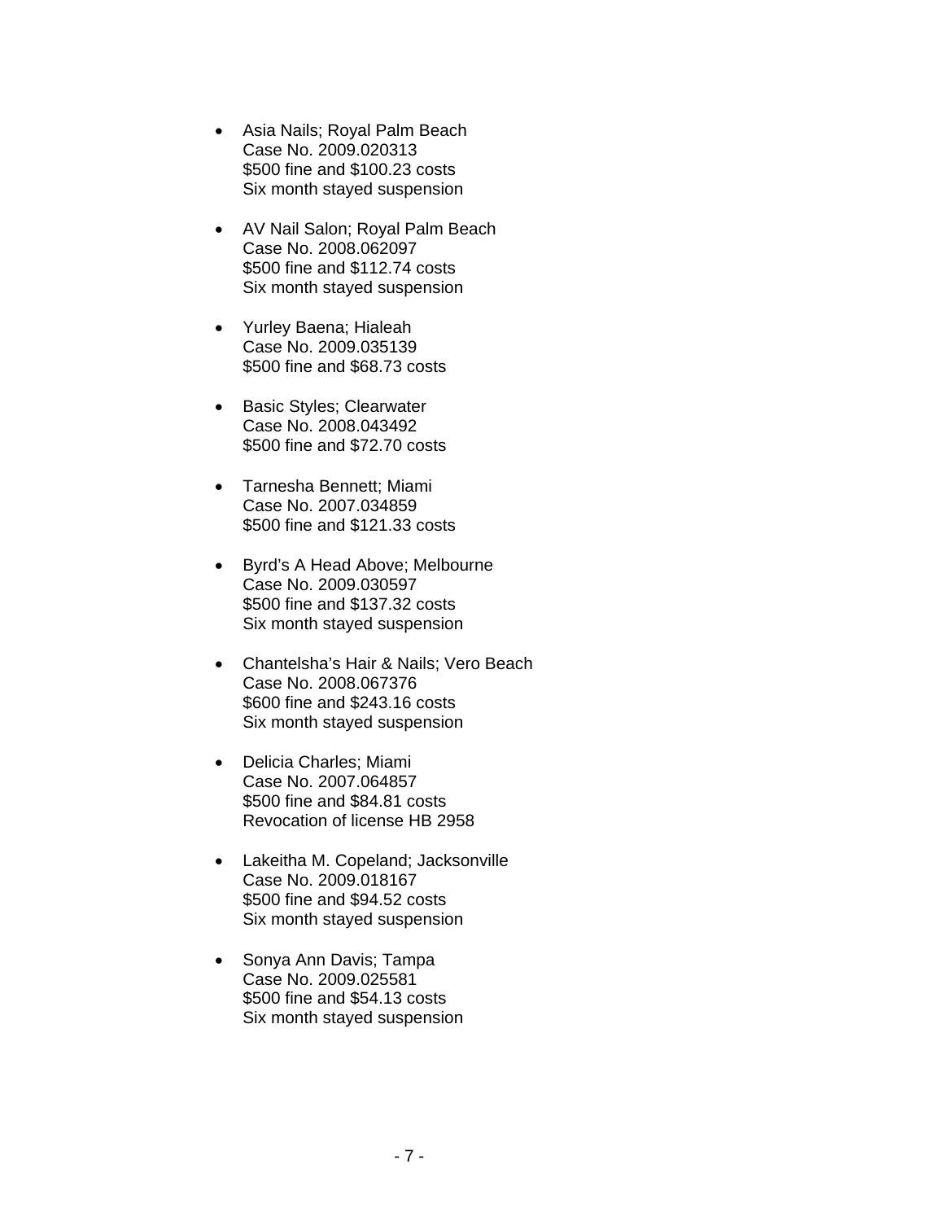- Asia Nails; Royal Palm Beach
  Case No. 2009.020313
  $500 fine and $100.23 costs
  Six month stayed suspension

- AV Nail Salon; Royal Palm Beach
  Case No. 2008.062097
  $500 fine and $112.74 costs
  Six month stayed suspension

- Yurley Baena; Hialeah
  Case No. 2009.035139
  $500 fine and $68.73 costs

- Basic Styles; Clearwater
  Case No. 2008.043492
  $500 fine and $72.70 costs

- Tarnesha Bennett; Miami
  Case No. 2007.034859
  $500 fine and $121.33 costs

- Byrd's A Head Above; Melbourne
  Case No. 2009.030597
  $500 fine and $137.32 costs
  Six month stayed suspension

- Chantelsha's Hair & Nails; Vero Beach
  Case No. 2008.067376
  $600 fine and $243.16 costs
  Six month stayed suspension

- Delicia Charles; Miami
  Case No. 2007.064857
  $500 fine and $84.81 costs
  Revocation of license HB 2958

- Lakeitha M. Copeland; Jacksonville
  Case No. 2009.018167
  $500 fine and $94.52 costs
  Six month stayed suspension

- Sonya Ann Davis; Tampa
  Case No. 2009.025581
  $500 fine and $54.13 costs
  Six month stayed suspension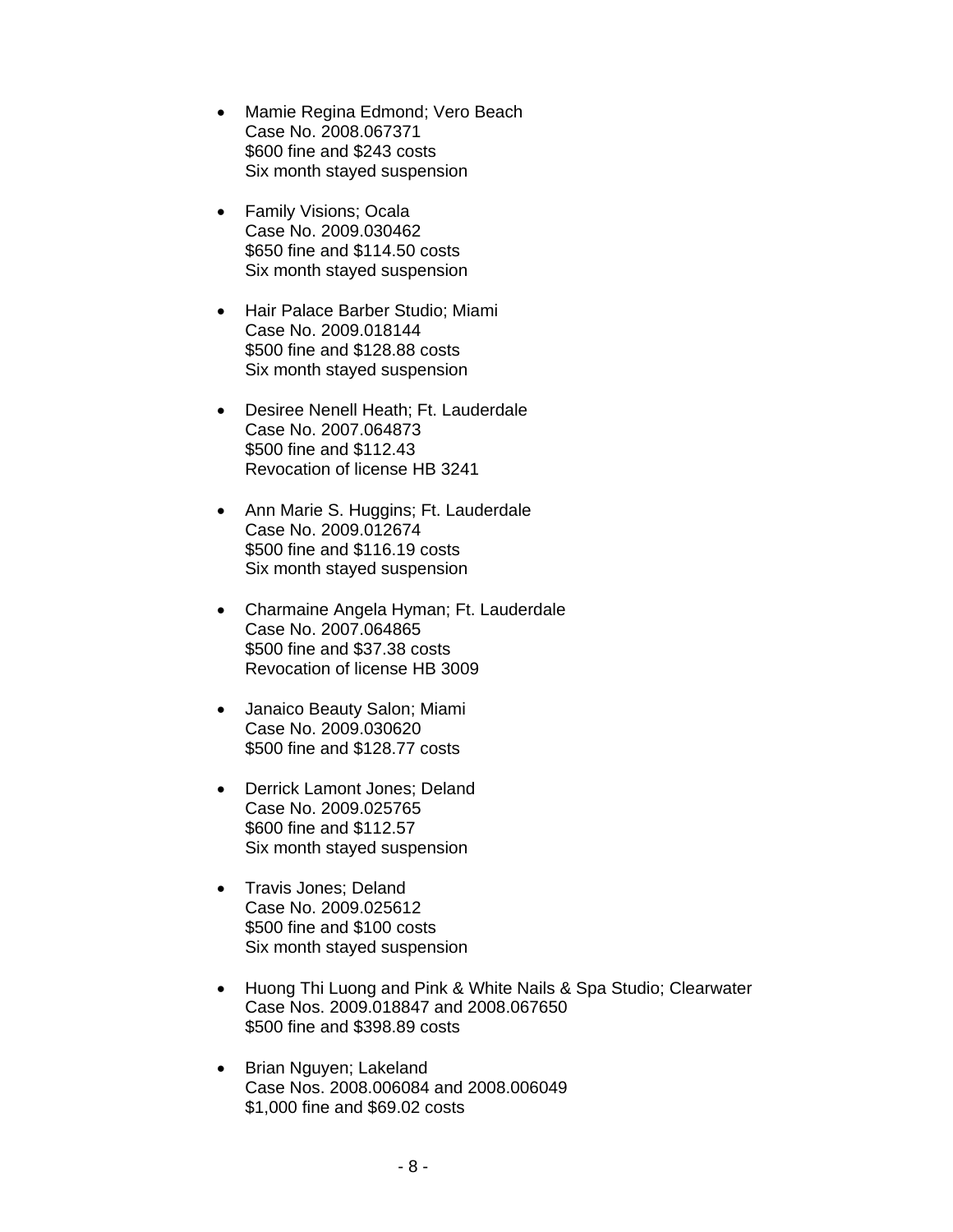- Mamie Regina Edmond; Vero Beach
  Case No. 2008.067371
  $600 fine and $243 costs
  Six month stayed suspension

- Family Visions; Ocala
  Case No. 2009.030462
  $650 fine and $114.50 costs
  Six month stayed suspension

- Hair Palace Barber Studio; Miami
  Case No. 2009.018144
  $500 fine and $128.88 costs
  Six month stayed suspension

- Desiree Nenell Heath; Ft. Lauderdale
  Case No. 2007.064873
  $500 fine and $112.43
  Revocation of license HB 3241

- Ann Marie S. Huggins; Ft. Lauderdale
  Case No. 2009.012674
  $500 fine and $116.19 costs
  Six month stayed suspension

- Charmaine Angela Hyman; Ft. Lauderdale
  Case No. 2007.064865
  $500 fine and $37.38 costs
  Revocation of license HB 3009

- Janaico Beauty Salon; Miami
  Case No. 2009.030620
  $500 fine and $128.77 costs

- Derrick Lamont Jones; Deland
  Case No. 2009.025765
  $600 fine and $112.57
  Six month stayed suspension

- Travis Jones; Deland
  Case No. 2009.025612
  $500 fine and $100 costs
  Six month stayed suspension

- Huong Thi Luong and Pink & White Nails & Spa Studio; Clearwater
  Case Nos. 2009.018847 and 2008.067650
  $500 fine and $398.89 costs

- Brian Nguyen; Lakeland
  Case Nos. 2008.006084 and 2008.006049
  $1,000 fine and $69.02 costs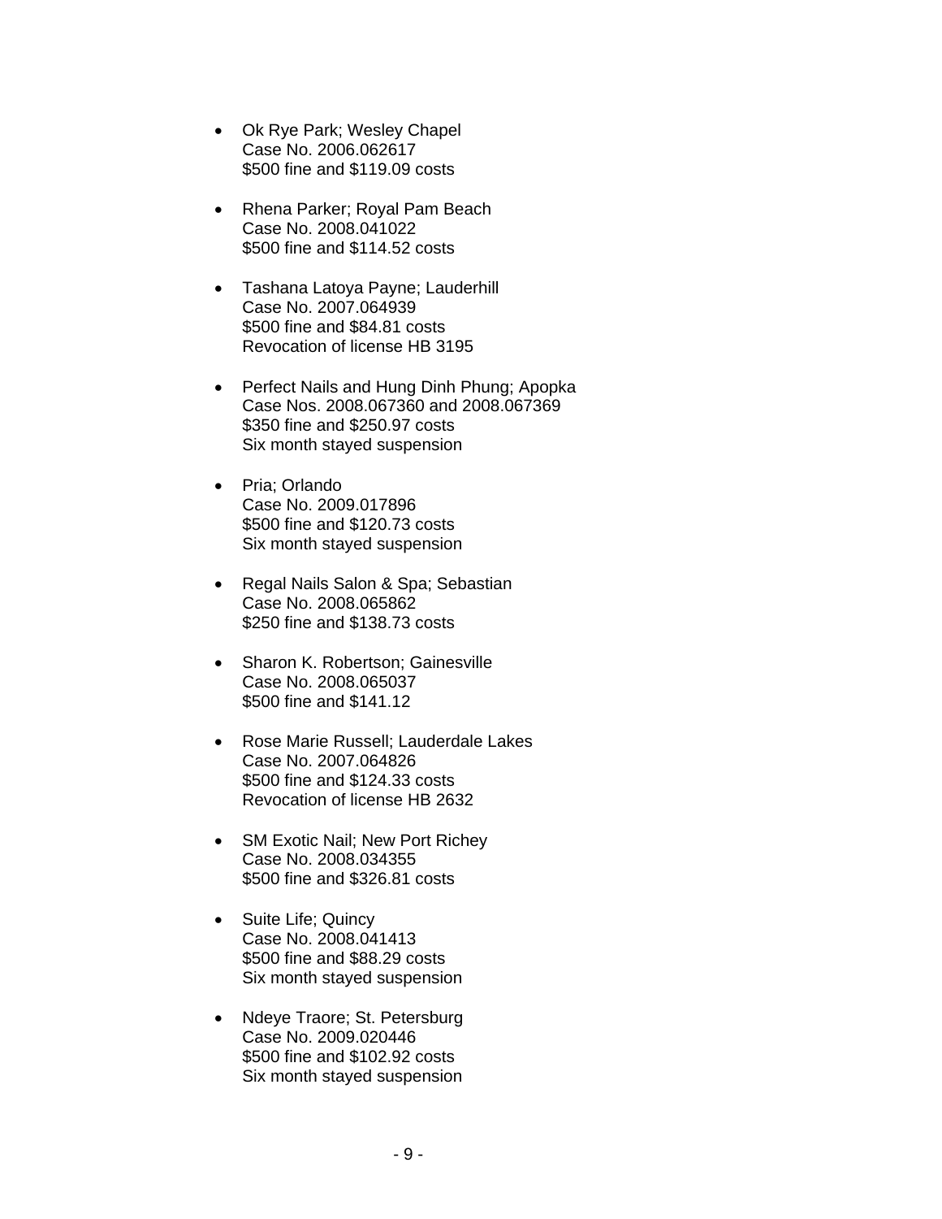- Ok Rye Park; Wesley Chapel
  Case No. 2006.062617
  $500 fine and $119.09 costs

- Rhena Parker; Royal Pam Beach
  Case No. 2008.041022
  $500 fine and $114.52 costs

- Tashana Latoya Payne; Lauderhill
  Case No. 2007.064939
  $500 fine and $84.81 costs
  Revocation of license HB 3195

- Perfect Nails and Hung Dinh Phung; Apopka
  Case Nos. 2008.067360 and 2008.067369
  $350 fine and $250.97 costs
  Six month stayed suspension

- Pria; Orlando
  Case No. 2009.017896
  $500 fine and $120.73 costs
  Six month stayed suspension

- Regal Nails Salon & Spa; Sebastian
  Case No. 2008.065862
  $250 fine and $138.73 costs

- Sharon K. Robertson; Gainesville
  Case No. 2008.065037
  $500 fine and $141.12

- Rose Marie Russell; Lauderdale Lakes
  Case No. 2007.064826
  $500 fine and $124.33 costs
  Revocation of license HB 2632

- SM Exotic Nail; New Port Richey
  Case No. 2008.034355
  $500 fine and $326.81 costs

- Suite Life; Quincy
  Case No. 2008.041413
  $500 fine and $88.29 costs
  Six month stayed suspension

- Ndeye Traore; St. Petersburg
  Case No. 2009.020446
  $500 fine and $102.92 costs
  Six month stayed suspension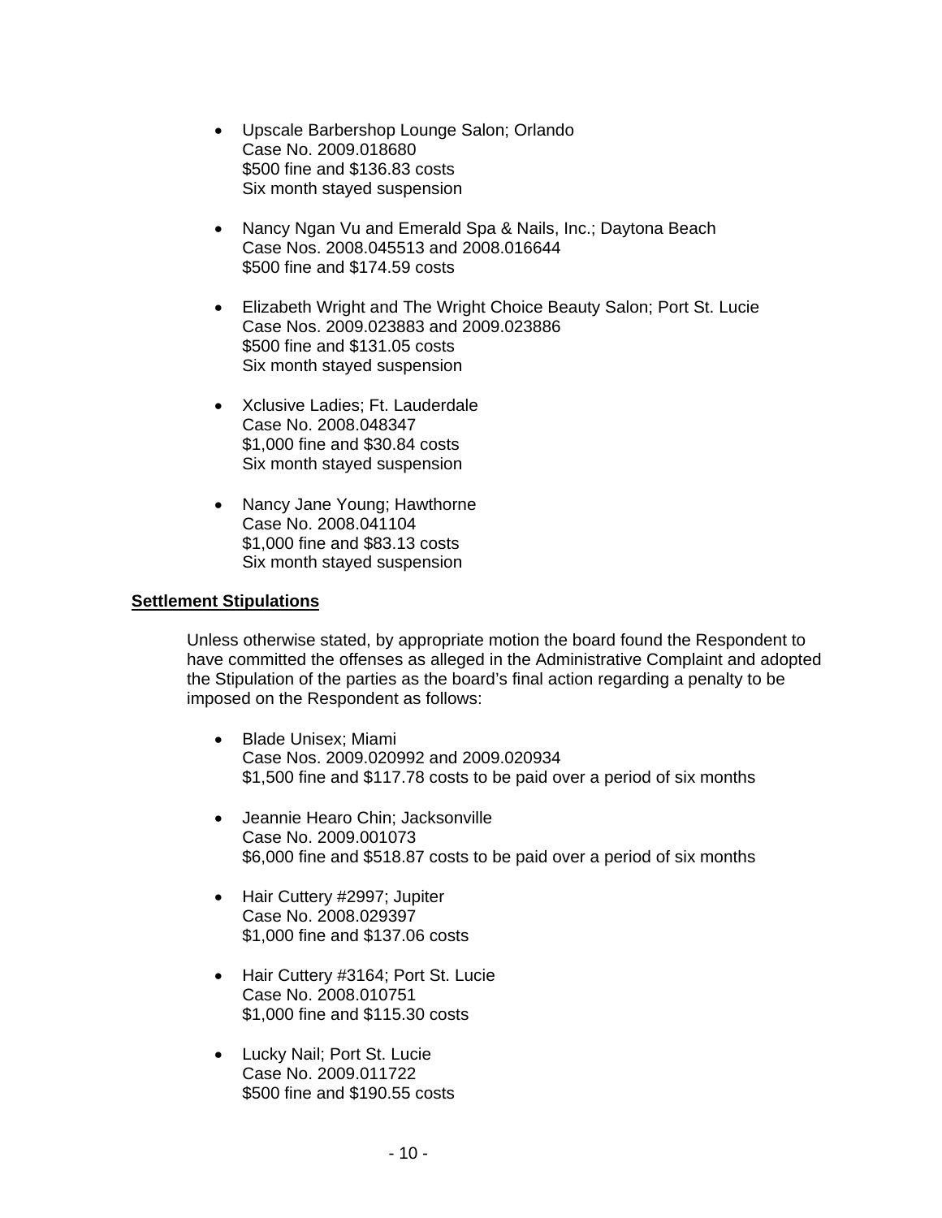- Upscale Barbershop Lounge Salon; Orlando
  Case No. 2009.018680
  $500 fine and $136.83 costs
  Six month stayed suspension

- Nancy Ngan Vu and Emerald Spa & Nails, Inc.; Daytona Beach
  Case Nos. 2008.045513 and 2008.016644
  $500 fine and $174.59 costs

- Elizabeth Wright and The Wright Choice Beauty Salon; Port St. Lucie
  Case Nos. 2009.023883 and 2009.023886
  $500 fine and $131.05 costs
  Six month stayed suspension

- Xclusive Ladies; Ft. Lauderdale
  Case No. 2008.048347
  $1,000 fine and $30.84 costs
  Six month stayed suspension

- Nancy Jane Young; Hawthorne
  Case No. 2008.041104
  $1,000 fine and $83.13 costs
  Six month stayed suspension

**Settlement Stipulations**

Unless otherwise stated, by appropriate motion the board found the Respondent to have committed the offenses as alleged in the Administrative Complaint and adopted the Stipulation of the parties as the board's final action regarding a penalty to be imposed on the Respondent as follows:

- Blade Unisex; Miami
  Case Nos. 2009.020992 and 2009.020934
  $1,500 fine and $117.78 costs to be paid over a period of six months

- Jeannie Hearo Chin; Jacksonville
  Case No. 2009.001073
  $6,000 fine and $518.87 costs to be paid over a period of six months

- Hair Cuttery #2997; Jupiter
  Case No. 2008.029397
  $1,000 fine and $137.06 costs

- Hair Cuttery #3164; Port St. Lucie
  Case No. 2008.010751
  $1,000 fine and $115.30 costs

- Lucky Nail; Port St. Lucie
  Case No. 2009.011722
  $500 fine and $190.55 costs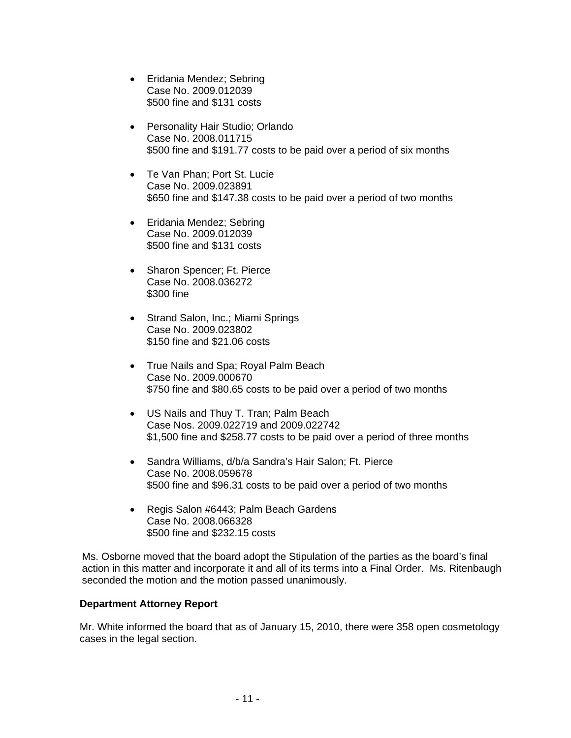- Eridania Mendez; Sebring
  Case No. 2009.012039
  $500 fine and $131 costs

- Personality Hair Studio; Orlando
  Case No. 2008.011715
  $500 fine and $191.77 costs to be paid over a period of six months

- Te Van Phan; Port St. Lucie
  Case No. 2009.023891
  $650 fine and $147.38 costs to be paid over a period of two months

- Eridania Mendez; Sebring
  Case No. 2009.012039
  $500 fine and $131 costs

- Sharon Spencer; Ft. Pierce
  Case No. 2008.036272
  $300 fine

- Strand Salon, Inc.; Miami Springs
  Case No. 2009.023802
  $150 fine and $21.06 costs

- True Nails and Spa; Royal Palm Beach
  Case No. 2009.000670
  $750 fine and $80.65 costs to be paid over a period of two months

- US Nails and Thuy T. Tran; Palm Beach
  Case Nos. 2009.022719 and 2009.022742
  $1,500 fine and $258.77 costs to be paid over a period of three months

- Sandra Williams, d/b/a Sandra's Hair Salon; Ft. Pierce
  Case No. 2008.059678
  $500 fine and $96.31 costs to be paid over a period of two months

- Regis Salon #6443; Palm Beach Gardens
  Case No. 2008.066328
  $500 fine and $232.15 costs

Ms. Osborne moved that the board adopt the Stipulation of the parties as the board's final action in this matter and incorporate it and all of its terms into a Final Order. Ms. Ritenbaugh seconded the motion and the motion passed unanimously.

**Department Attorney Report**

Mr. White informed the board that as of January 15, 2010, there were 358 open cosmetology cases in the legal section.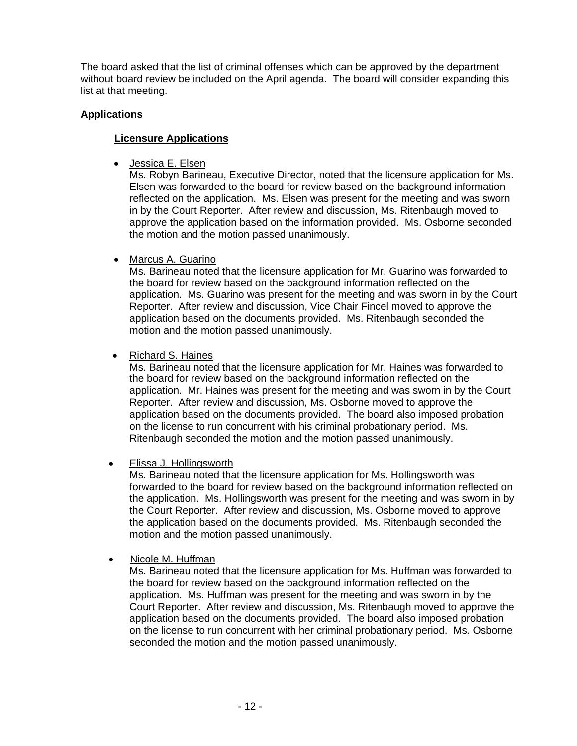The board asked that the list of criminal offenses which can be approved by the department without board review be included on the April agenda. The board will consider expanding this list at that meeting.

**Applications**

**Licensure Applications**

- Jessica E. Elsen
  Ms. Robyn Barineau, Executive Director, noted that the licensure application for Ms. Elsen was forwarded to the board for review based on the background information reflected on the application. Ms. Elsen was present for the meeting and was sworn in by the Court Reporter. After review and discussion, Ms. Ritenbaugh moved to approve the application based on the information provided. Ms. Osborne seconded the motion and the motion passed unanimously.

- Marcus A. Guarino
  Ms. Barineau noted that the licensure application for Mr. Guarino was forwarded to the board for review based on the background information reflected on the application. Ms. Guarino was present for the meeting and was sworn in by the Court Reporter. After review and discussion, Vice Chair Fincel moved to approve the application based on the documents provided. Ms. Ritenbaugh seconded the motion and the motion passed unanimously.

- Richard S. Haines
  Ms. Barineau noted that the licensure application for Mr. Haines was forwarded to the board for review based on the background information reflected on the application. Mr. Haines was present for the meeting and was sworn in by the Court Reporter. After review and discussion, Ms. Osborne moved to approve the application based on the documents provided. The board also imposed probation on the license to run concurrent with his criminal probationary period. Ms. Ritenbaugh seconded the motion and the motion passed unanimously.

- Elissa J. Hollingsworth
  Ms. Barineau noted that the licensure application for Ms. Hollingsworth was forwarded to the board for review based on the background information reflected on the application. Ms. Hollingsworth was present for the meeting and was sworn in by the Court Reporter. After review and discussion, Ms. Osborne moved to approve the application based on the documents provided. Ms. Ritenbaugh seconded the motion and the motion passed unanimously.

- Nicole M. Huffman
  Ms. Barineau noted that the licensure application for Ms. Huffman was forwarded to the board for review based on the background information reflected on the application. Ms. Huffman was present for the meeting and was sworn in by the Court Reporter. After review and discussion, Ms. Ritenbaugh moved to approve the application based on the documents provided. The board also imposed probation on the license to run concurrent with her criminal probationary period. Ms. Osborne seconded the motion and the motion passed unanimously.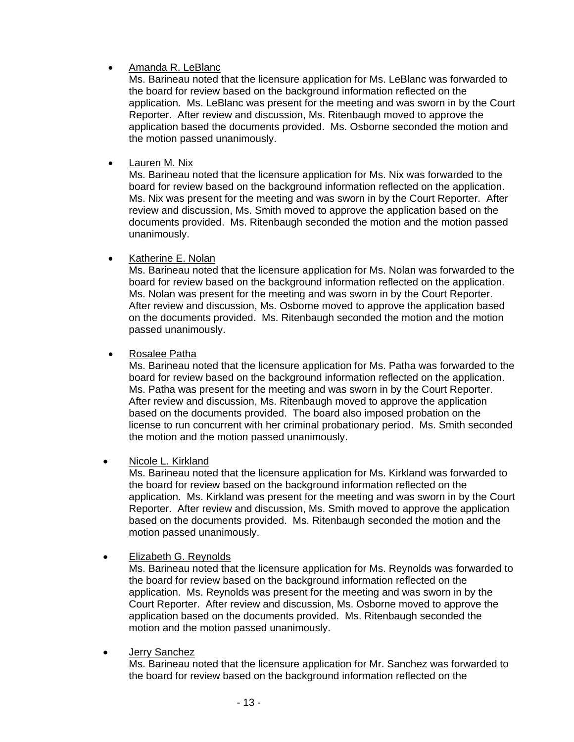- Amanda R. LeBlanc
  Ms. Barineau noted that the licensure application for Ms. LeBlanc was forwarded to the board for review based on the background information reflected on the application. Ms. LeBlanc was present for the meeting and was sworn in by the Court Reporter. After review and discussion, Ms. Ritenbaugh moved to approve the application based the documents provided. Ms. Osborne seconded the motion and the motion passed unanimously.

- Lauren M. Nix
  Ms. Barineau noted that the licensure application for Ms. Nix was forwarded to the board for review based on the background information reflected on the application. Ms. Nix was present for the meeting and was sworn in by the Court Reporter. After review and discussion, Ms. Smith moved to approve the application based on the documents provided. Ms. Ritenbaugh seconded the motion and the motion passed unanimously.

- Katherine E. Nolan
  Ms. Barineau noted that the licensure application for Ms. Nolan was forwarded to the board for review based on the background information reflected on the application. Ms. Nolan was present for the meeting and was sworn in by the Court Reporter. After review and discussion, Ms. Osborne moved to approve the application based on the documents provided. Ms. Ritenbaugh seconded the motion and the motion passed unanimously.

- Rosalee Patha
  Ms. Barineau noted that the licensure application for Ms. Patha was forwarded to the board for review based on the background information reflected on the application. Ms. Patha was present for the meeting and was sworn in by the Court Reporter. After review and discussion, Ms. Ritenbaugh moved to approve the application based on the documents provided. The board also imposed probation on the license to run concurrent with her criminal probationary period. Ms. Smith seconded the motion and the motion passed unanimously.

- Nicole L. Kirkland
  Ms. Barineau noted that the licensure application for Ms. Kirkland was forwarded to the board for review based on the background information reflected on the application. Ms. Kirkland was present for the meeting and was sworn in by the Court Reporter. After review and discussion, Ms. Smith moved to approve the application based on the documents provided. Ms. Ritenbaugh seconded the motion and the motion passed unanimously.

- Elizabeth G. Reynolds
  Ms. Barineau noted that the licensure application for Ms. Reynolds was forwarded to the board for review based on the background information reflected on the application. Ms. Reynolds was present for the meeting and was sworn in by the Court Reporter. After review and discussion, Ms. Osborne moved to approve the application based on the documents provided. Ms. Ritenbaugh seconded the motion and the motion passed unanimously.

- Jerry Sanchez
  Ms. Barineau noted that the licensure application for Mr. Sanchez was forwarded to the board for review based on the background information reflected on the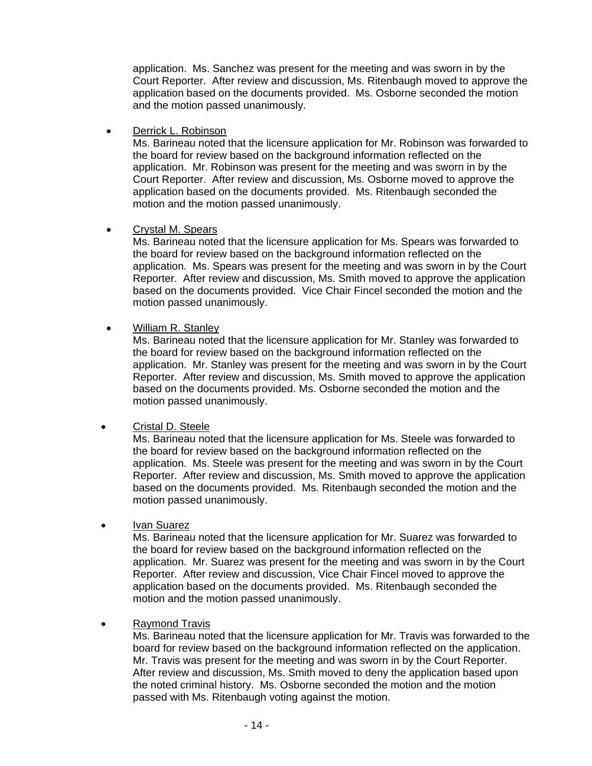application. Ms. Sanchez was present for the meeting and was sworn in by the Court Reporter. After review and discussion, Ms. Ritenbaugh moved to approve the application based on the documents provided. Ms. Osborne seconded the motion and the motion passed unanimously.

- <u>Derrick L. Robinson</u>
  Ms. Barineau noted that the licensure application for Mr. Robinson was forwarded to the board for review based on the background information reflected on the application. Mr. Robinson was present for the meeting and was sworn in by the Court Reporter. After review and discussion, Ms. Osborne moved to approve the application based on the documents provided. Ms. Ritenbaugh seconded the motion and the motion passed unanimously.

- <u>Crystal M. Spears</u>
  Ms. Barineau noted that the licensure application for Ms. Spears was forwarded to the board for review based on the background information reflected on the application. Ms. Spears was present for the meeting and was sworn in by the Court Reporter. After review and discussion, Ms. Smith moved to approve the application based on the documents provided. Vice Chair Fincel seconded the motion and the motion passed unanimously.

- <u>William R. Stanley</u>
  Ms. Barineau noted that the licensure application for Mr. Stanley was forwarded to the board for review based on the background information reflected on the application. Mr. Stanley was present for the meeting and was sworn in by the Court Reporter. After review and discussion, Ms. Smith moved to approve the application based on the documents provided. Ms. Osborne seconded the motion and the motion passed unanimously.

- <u>Cristal D. Steele</u>
  Ms. Barineau noted that the licensure application for Ms. Steele was forwarded to the board for review based on the background information reflected on the application. Ms. Steele was present for the meeting and was sworn in by the Court Reporter. After review and discussion, Ms. Smith moved to approve the application based on the documents provided. Ms. Ritenbaugh seconded the motion and the motion passed unanimously.

- <u>Ivan Suarez</u>
  Ms. Barineau noted that the licensure application for Mr. Suarez was forwarded to the board for review based on the background information reflected on the application. Mr. Suarez was present for the meeting and was sworn in by the Court Reporter. After review and discussion, Vice Chair Fincel moved to approve the application based on the documents provided. Ms. Ritenbaugh seconded the motion and the motion passed unanimously.

- <u>Raymond Travis</u>
  Ms. Barineau noted that the licensure application for Mr. Travis was forwarded to the board for review based on the background information reflected on the application. Mr. Travis was present for the meeting and was sworn in by the Court Reporter. After review and discussion, Ms. Smith moved to deny the application based upon the noted criminal history. Ms. Osborne seconded the motion and the motion passed with Ms. Ritenbaugh voting against the motion.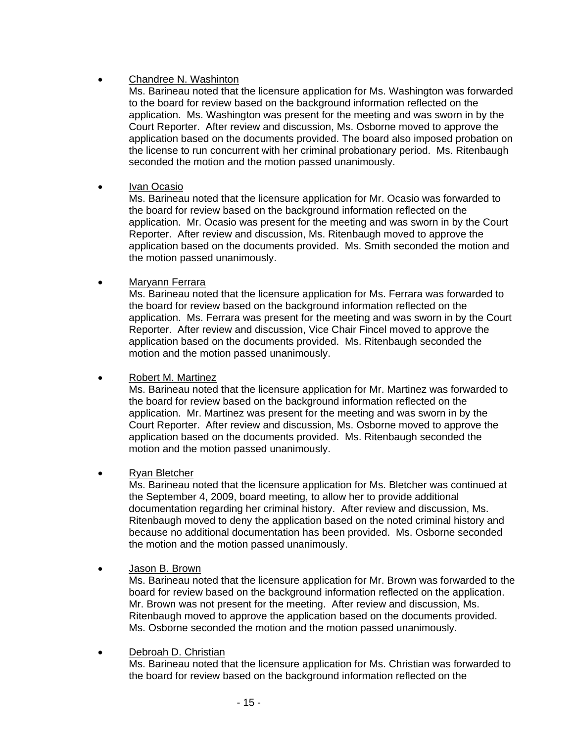- Chandree N. Washinton

  Ms. Barineau noted that the licensure application for Ms. Washington was forwarded to the board for review based on the background information reflected on the application. Ms. Washington was present for the meeting and was sworn in by the Court Reporter. After review and discussion, Ms. Osborne moved to approve the application based on the documents provided. The board also imposed probation on the license to run concurrent with her criminal probationary period. Ms. Ritenbaugh seconded the motion and the motion passed unanimously.

- Ivan Ocasio

  Ms. Barineau noted that the licensure application for Mr. Ocasio was forwarded to the board for review based on the background information reflected on the application. Mr. Ocasio was present for the meeting and was sworn in by the Court Reporter. After review and discussion, Ms. Ritenbaugh moved to approve the application based on the documents provided. Ms. Smith seconded the motion and the motion passed unanimously.

- Maryann Ferrara

  Ms. Barineau noted that the licensure application for Ms. Ferrara was forwarded to the board for review based on the background information reflected on the application. Ms. Ferrara was present for the meeting and was sworn in by the Court Reporter. After review and discussion, Vice Chair Fincel moved to approve the application based on the documents provided. Ms. Ritenbaugh seconded the motion and the motion passed unanimously.

- Robert M. Martinez

  Ms. Barineau noted that the licensure application for Mr. Martinez was forwarded to the board for review based on the background information reflected on the application. Mr. Martinez was present for the meeting and was sworn in by the Court Reporter. After review and discussion, Ms. Osborne moved to approve the application based on the documents provided. Ms. Ritenbaugh seconded the motion and the motion passed unanimously.

- Ryan Bletcher

  Ms. Barineau noted that the licensure application for Ms. Bletcher was continued at the September 4, 2009, board meeting, to allow her to provide additional documentation regarding her criminal history. After review and discussion, Ms. Ritenbaugh moved to deny the application based on the noted criminal history and because no additional documentation has been provided. Ms. Osborne seconded the motion and the motion passed unanimously.

- Jason B. Brown

  Ms. Barineau noted that the licensure application for Mr. Brown was forwarded to the board for review based on the background information reflected on the application. Mr. Brown was not present for the meeting. After review and discussion, Ms. Ritenbaugh moved to approve the application based on the documents provided. Ms. Osborne seconded the motion and the motion passed unanimously.

- Debroah D. Christian

  Ms. Barineau noted that the licensure application for Ms. Christian was forwarded to the board for review based on the background information reflected on the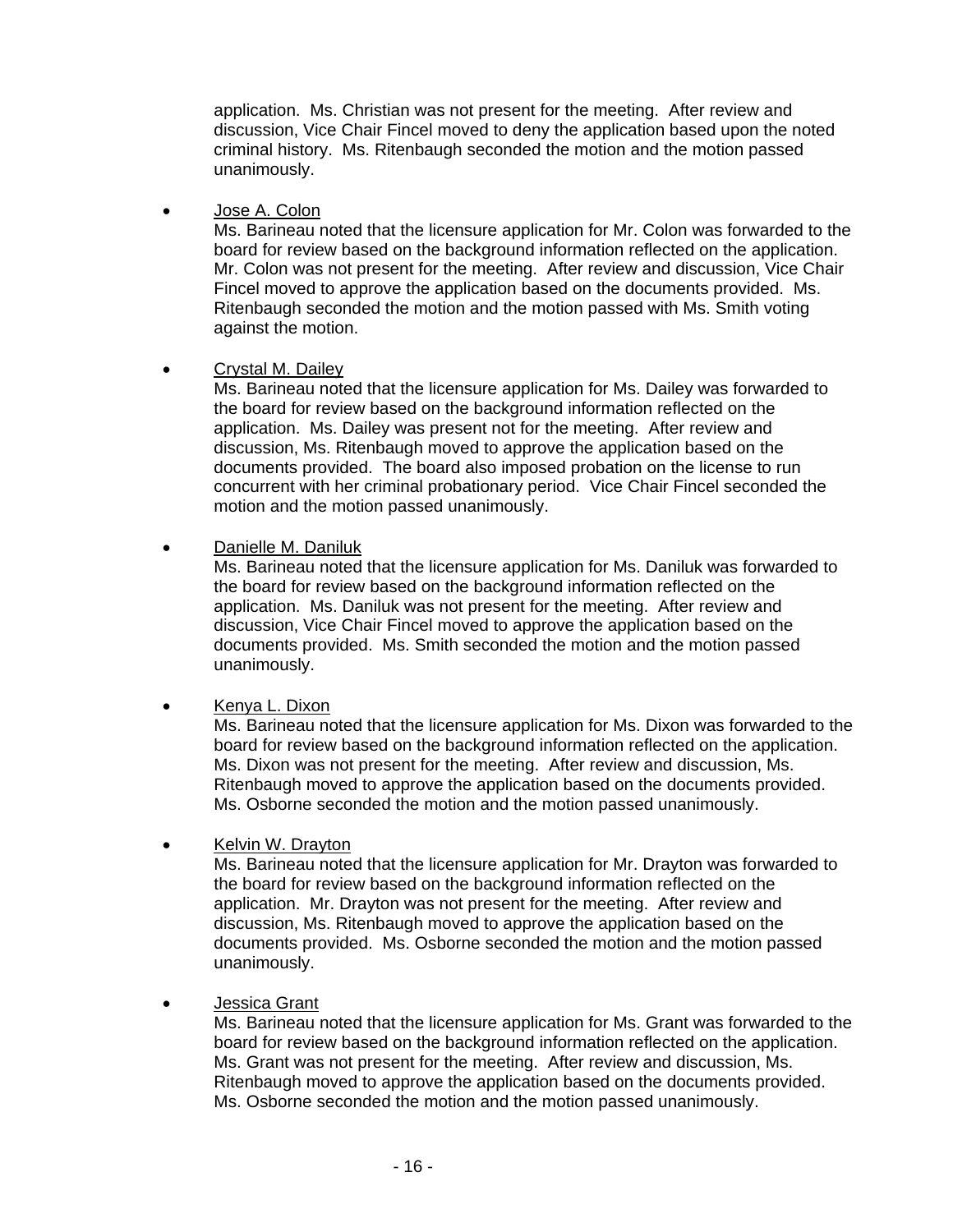application. Ms. Christian was not present for the meeting. After review and discussion, Vice Chair Fincel moved to deny the application based upon the noted criminal history. Ms. Ritenbaugh seconded the motion and the motion passed unanimously.

- <u>Jose A. Colon</u>
  Ms. Barineau noted that the licensure application for Mr. Colon was forwarded to the board for review based on the background information reflected on the application. Mr. Colon was not present for the meeting. After review and discussion, Vice Chair Fincel moved to approve the application based on the documents provided. Ms. Ritenbaugh seconded the motion and the motion passed with Ms. Smith voting against the motion.

- <u>Crystal M. Dailey</u>
  Ms. Barineau noted that the licensure application for Ms. Dailey was forwarded to the board for review based on the background information reflected on the application. Ms. Dailey was present not for the meeting. After review and discussion, Ms. Ritenbaugh moved to approve the application based on the documents provided. The board also imposed probation on the license to run concurrent with her criminal probationary period. Vice Chair Fincel seconded the motion and the motion passed unanimously.

- <u>Danielle M. Daniluk</u>
  Ms. Barineau noted that the licensure application for Ms. Daniluk was forwarded to the board for review based on the background information reflected on the application. Ms. Daniluk was not present for the meeting. After review and discussion, Vice Chair Fincel moved to approve the application based on the documents provided. Ms. Smith seconded the motion and the motion passed unanimously.

- <u>Kenya L. Dixon</u>
  Ms. Barineau noted that the licensure application for Ms. Dixon was forwarded to the board for review based on the background information reflected on the application. Ms. Dixon was not present for the meeting. After review and discussion, Ms. Ritenbaugh moved to approve the application based on the documents provided. Ms. Osborne seconded the motion and the motion passed unanimously.

- <u>Kelvin W. Drayton</u>
  Ms. Barineau noted that the licensure application for Mr. Drayton was forwarded to the board for review based on the background information reflected on the application. Mr. Drayton was not present for the meeting. After review and discussion, Ms. Ritenbaugh moved to approve the application based on the documents provided. Ms. Osborne seconded the motion and the motion passed unanimously.

- <u>Jessica Grant</u>
  Ms. Barineau noted that the licensure application for Ms. Grant was forwarded to the board for review based on the background information reflected on the application. Ms. Grant was not present for the meeting. After review and discussion, Ms. Ritenbaugh moved to approve the application based on the documents provided. Ms. Osborne seconded the motion and the motion passed unanimously.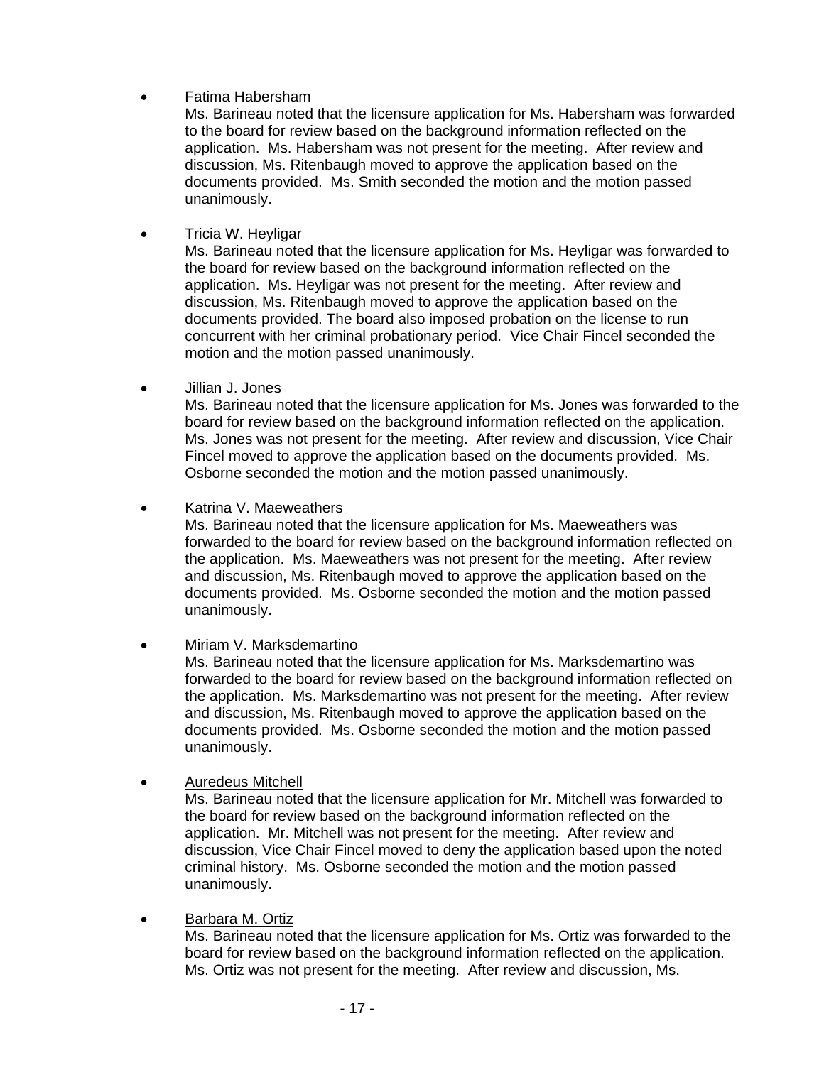- <u>Fatima Habersham</u>
  Ms. Barineau noted that the licensure application for Ms. Habersham was forwarded to the board for review based on the background information reflected on the application. Ms. Habersham was not present for the meeting. After review and discussion, Ms. Ritenbaugh moved to approve the application based on the documents provided. Ms. Smith seconded the motion and the motion passed unanimously.

- <u>Tricia W. Heyligar</u>
  Ms. Barineau noted that the licensure application for Ms. Heyligar was forwarded to the board for review based on the background information reflected on the application. Ms. Heyligar was not present for the meeting. After review and discussion, Ms. Ritenbaugh moved to approve the application based on the documents provided. The board also imposed probation on the license to run concurrent with her criminal probationary period. Vice Chair Fincel seconded the motion and the motion passed unanimously.

- <u>Jillian J. Jones</u>
  Ms. Barineau noted that the licensure application for Ms. Jones was forwarded to the board for review based on the background information reflected on the application. Ms. Jones was not present for the meeting. After review and discussion, Vice Chair Fincel moved to approve the application based on the documents provided. Ms. Osborne seconded the motion and the motion passed unanimously.

- <u>Katrina V. Maeweathers</u>
  Ms. Barineau noted that the licensure application for Ms. Maeweathers was forwarded to the board for review based on the background information reflected on the application. Ms. Maeweathers was not present for the meeting. After review and discussion, Ms. Ritenbaugh moved to approve the application based on the documents provided. Ms. Osborne seconded the motion and the motion passed unanimously.

- <u>Miriam V. Marksdemartino</u>
  Ms. Barineau noted that the licensure application for Ms. Marksdemartino was forwarded to the board for review based on the background information reflected on the application. Ms. Marksdemartino was not present for the meeting. After review and discussion, Ms. Ritenbaugh moved to approve the application based on the documents provided. Ms. Osborne seconded the motion and the motion passed unanimously.

- <u>Auredeus Mitchell</u>
  Ms. Barineau noted that the licensure application for Mr. Mitchell was forwarded to the board for review based on the background information reflected on the application. Mr. Mitchell was not present for the meeting. After review and discussion, Vice Chair Fincel moved to deny the application based upon the noted criminal history. Ms. Osborne seconded the motion and the motion passed unanimously.

- <u>Barbara M. Ortiz</u>
  Ms. Barineau noted that the licensure application for Ms. Ortiz was forwarded to the board for review based on the background information reflected on the application. Ms. Ortiz was not present for the meeting. After review and discussion, Ms.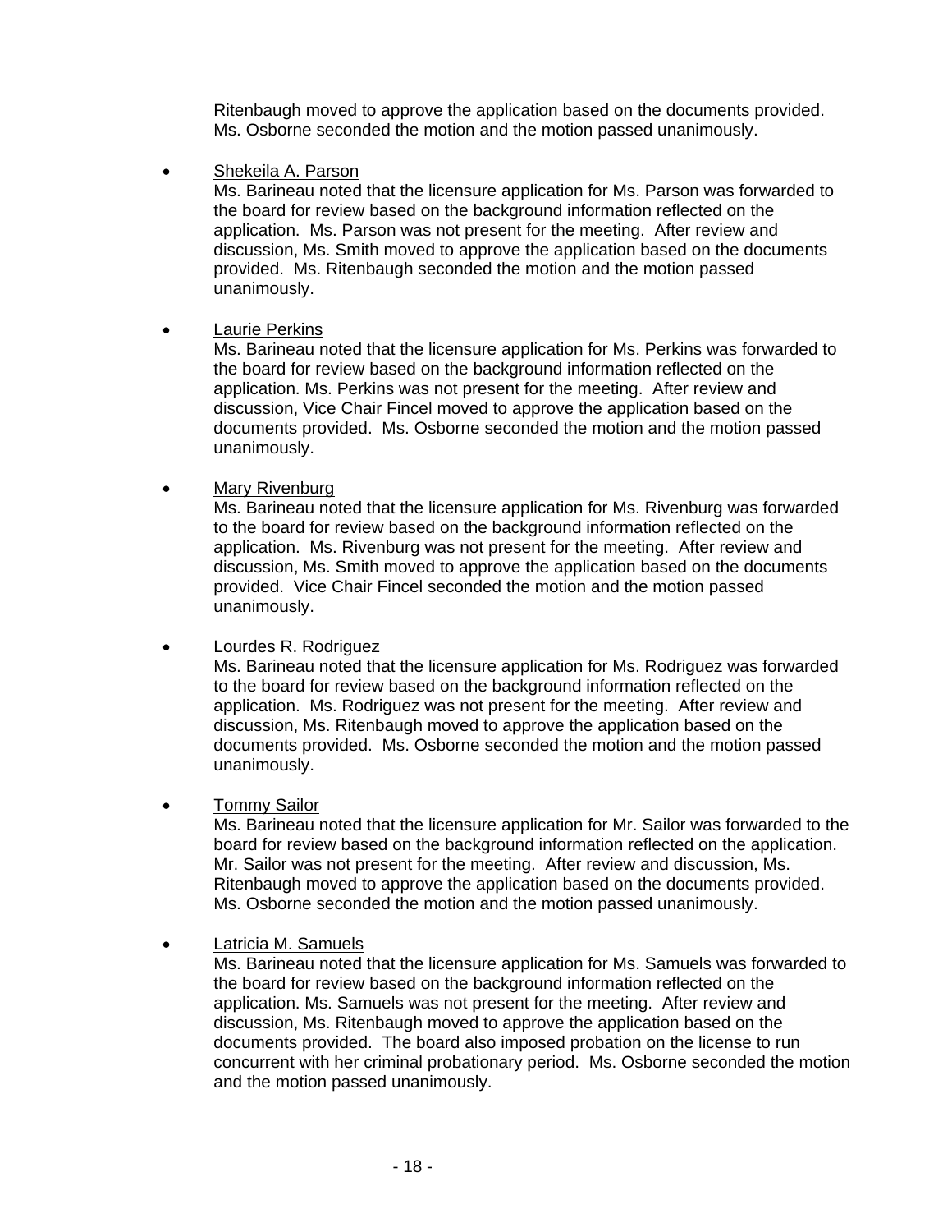Ritenbaugh moved to approve the application based on the documents provided. Ms. Osborne seconded the motion and the motion passed unanimously.

- Shekeila A. Parson
  Ms. Barineau noted that the licensure application for Ms. Parson was forwarded to the board for review based on the background information reflected on the application. Ms. Parson was not present for the meeting. After review and discussion, Ms. Smith moved to approve the application based on the documents provided. Ms. Ritenbaugh seconded the motion and the motion passed unanimously.

- Laurie Perkins
  Ms. Barineau noted that the licensure application for Ms. Perkins was forwarded to the board for review based on the background information reflected on the application. Ms. Perkins was not present for the meeting. After review and discussion, Vice Chair Fincel moved to approve the application based on the documents provided. Ms. Osborne seconded the motion and the motion passed unanimously.

- Mary Rivenburg
  Ms. Barineau noted that the licensure application for Ms. Rivenburg was forwarded to the board for review based on the background information reflected on the application. Ms. Rivenburg was not present for the meeting. After review and discussion, Ms. Smith moved to approve the application based on the documents provided. Vice Chair Fincel seconded the motion and the motion passed unanimously.

- Lourdes R. Rodriguez
  Ms. Barineau noted that the licensure application for Ms. Rodriguez was forwarded to the board for review based on the background information reflected on the application. Ms. Rodriguez was not present for the meeting. After review and discussion, Ms. Ritenbaugh moved to approve the application based on the documents provided. Ms. Osborne seconded the motion and the motion passed unanimously.

- Tommy Sailor
  Ms. Barineau noted that the licensure application for Mr. Sailor was forwarded to the board for review based on the background information reflected on the application. Mr. Sailor was not present for the meeting. After review and discussion, Ms. Ritenbaugh moved to approve the application based on the documents provided. Ms. Osborne seconded the motion and the motion passed unanimously.

- Latricia M. Samuels
  Ms. Barineau noted that the licensure application for Ms. Samuels was forwarded to the board for review based on the background information reflected on the application. Ms. Samuels was not present for the meeting. After review and discussion, Ms. Ritenbaugh moved to approve the application based on the documents provided. The board also imposed probation on the license to run concurrent with her criminal probationary period. Ms. Osborne seconded the motion and the motion passed unanimously.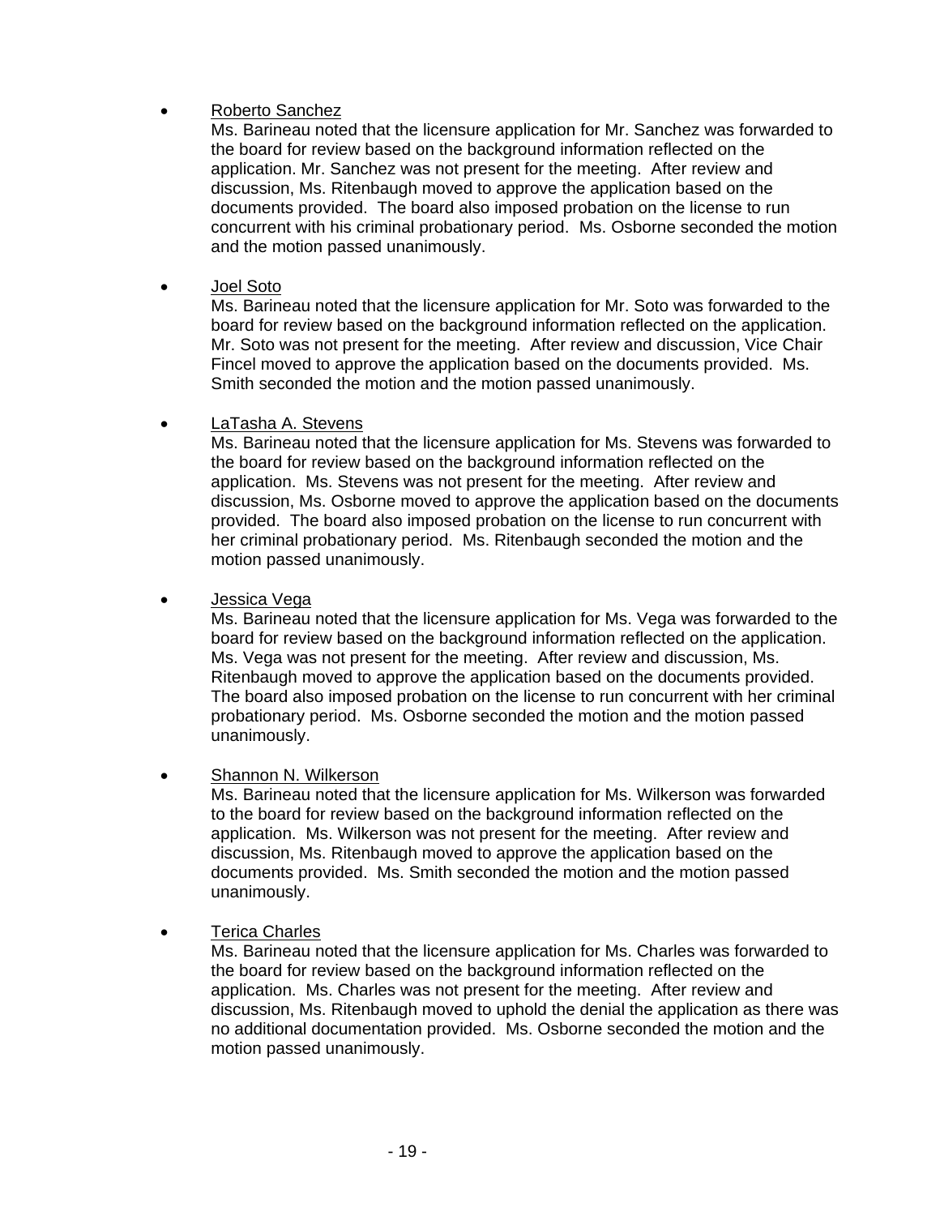- <u>Roberto Sanchez</u>
  Ms. Barineau noted that the licensure application for Mr. Sanchez was forwarded to the board for review based on the background information reflected on the application. Mr. Sanchez was not present for the meeting. After review and discussion, Ms. Ritenbaugh moved to approve the application based on the documents provided. The board also imposed probation on the license to run concurrent with his criminal probationary period. Ms. Osborne seconded the motion and the motion passed unanimously.

- <u>Joel Soto</u>
  Ms. Barineau noted that the licensure application for Mr. Soto was forwarded to the board for review based on the background information reflected on the application. Mr. Soto was not present for the meeting. After review and discussion, Vice Chair Fincel moved to approve the application based on the documents provided. Ms. Smith seconded the motion and the motion passed unanimously.

- <u>LaTasha A. Stevens</u>
  Ms. Barineau noted that the licensure application for Ms. Stevens was forwarded to the board for review based on the background information reflected on the application. Ms. Stevens was not present for the meeting. After review and discussion, Ms. Osborne moved to approve the application based on the documents provided. The board also imposed probation on the license to run concurrent with her criminal probationary period. Ms. Ritenbaugh seconded the motion and the motion passed unanimously.

- <u>Jessica Vega</u>
  Ms. Barineau noted that the licensure application for Ms. Vega was forwarded to the board for review based on the background information reflected on the application. Ms. Vega was not present for the meeting. After review and discussion, Ms. Ritenbaugh moved to approve the application based on the documents provided. The board also imposed probation on the license to run concurrent with her criminal probationary period. Ms. Osborne seconded the motion and the motion passed unanimously.

- <u>Shannon N. Wilkerson</u>
  Ms. Barineau noted that the licensure application for Ms. Wilkerson was forwarded to the board for review based on the background information reflected on the application. Ms. Wilkerson was not present for the meeting. After review and discussion, Ms. Ritenbaugh moved to approve the application based on the documents provided. Ms. Smith seconded the motion and the motion passed unanimously.

- <u>Terica Charles</u>
  Ms. Barineau noted that the licensure application for Ms. Charles was forwarded to the board for review based on the background information reflected on the application. Ms. Charles was not present for the meeting. After review and discussion, Ms. Ritenbaugh moved to uphold the denial the application as there was no additional documentation provided. Ms. Osborne seconded the motion and the motion passed unanimously.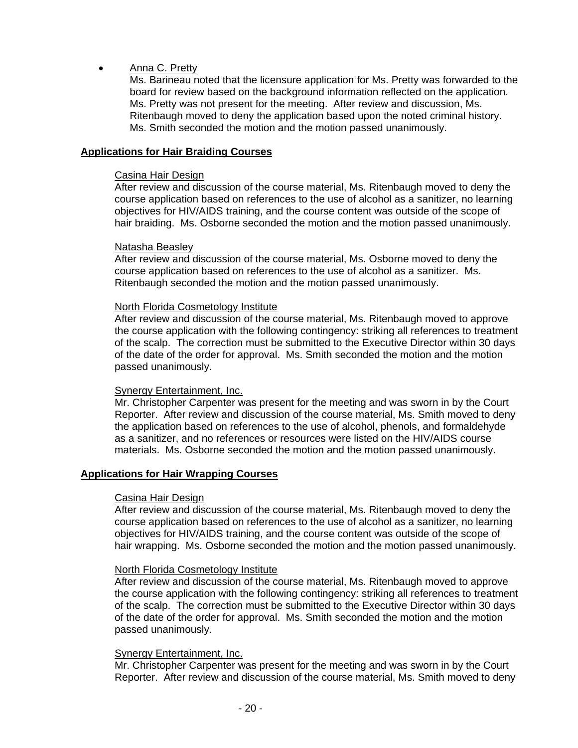- Anna C. Pretty
  Ms. Barineau noted that the licensure application for Ms. Pretty was forwarded to the board for review based on the background information reflected on the application. Ms. Pretty was not present for the meeting. After review and discussion, Ms. Ritenbaugh moved to deny the application based upon the noted criminal history. Ms. Smith seconded the motion and the motion passed unanimously.

**Applications for Hair Braiding Courses**

Casina Hair Design
After review and discussion of the course material, Ms. Ritenbaugh moved to deny the course application based on references to the use of alcohol as a sanitizer, no learning objectives for HIV/AIDS training, and the course content was outside of the scope of hair braiding. Ms. Osborne seconded the motion and the motion passed unanimously.

Natasha Beasley
After review and discussion of the course material, Ms. Osborne moved to deny the course application based on references to the use of alcohol as a sanitizer. Ms. Ritenbaugh seconded the motion and the motion passed unanimously.

North Florida Cosmetology Institute
After review and discussion of the course material, Ms. Ritenbaugh moved to approve the course application with the following contingency: striking all references to treatment of the scalp. The correction must be submitted to the Executive Director within 30 days of the date of the order for approval. Ms. Smith seconded the motion and the motion passed unanimously.

Synergy Entertainment, Inc.
Mr. Christopher Carpenter was present for the meeting and was sworn in by the Court Reporter. After review and discussion of the course material, Ms. Smith moved to deny the application based on references to the use of alcohol, phenols, and formaldehyde as a sanitizer, and no references or resources were listed on the HIV/AIDS course materials. Ms. Osborne seconded the motion and the motion passed unanimously.

**Applications for Hair Wrapping Courses**

Casina Hair Design
After review and discussion of the course material, Ms. Ritenbaugh moved to deny the course application based on references to the use of alcohol as a sanitizer, no learning objectives for HIV/AIDS training, and the course content was outside of the scope of hair wrapping. Ms. Osborne seconded the motion and the motion passed unanimously.

North Florida Cosmetology Institute
After review and discussion of the course material, Ms. Ritenbaugh moved to approve the course application with the following contingency: striking all references to treatment of the scalp. The correction must be submitted to the Executive Director within 30 days of the date of the order for approval. Ms. Smith seconded the motion and the motion passed unanimously.

Synergy Entertainment, Inc.
Mr. Christopher Carpenter was present for the meeting and was sworn in by the Court Reporter. After review and discussion of the course material, Ms. Smith moved to deny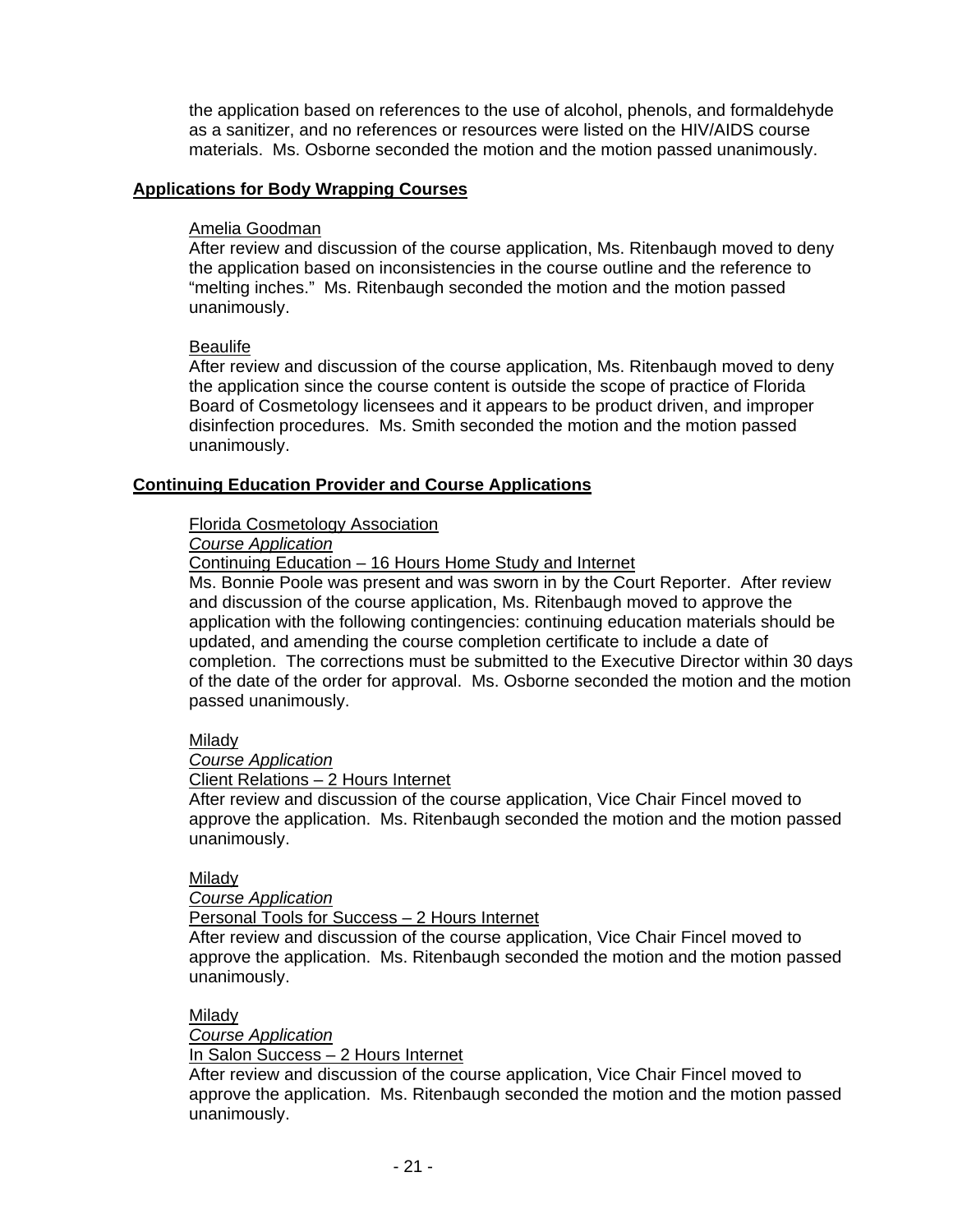the application based on references to the use of alcohol, phenols, and formaldehyde as a sanitizer, and no references or resources were listed on the HIV/AIDS course materials. Ms. Osborne seconded the motion and the motion passed unanimously.

**Applications for Body Wrapping Courses**

Amelia Goodman

After review and discussion of the course application, Ms. Ritenbaugh moved to deny the application based on inconsistencies in the course outline and the reference to "melting inches." Ms. Ritenbaugh seconded the motion and the motion passed unanimously.

Beaulife

After review and discussion of the course application, Ms. Ritenbaugh moved to deny the application since the course content is outside the scope of practice of Florida Board of Cosmetology licensees and it appears to be product driven, and improper disinfection procedures. Ms. Smith seconded the motion and the motion passed unanimously.

**Continuing Education Provider and Course Applications**

Florida Cosmetology Association

*Course Application*

Continuing Education – 16 Hours Home Study and Internet

Ms. Bonnie Poole was present and was sworn in by the Court Reporter. After review and discussion of the course application, Ms. Ritenbaugh moved to approve the application with the following contingencies: continuing education materials should be updated, and amending the course completion certificate to include a date of completion. The corrections must be submitted to the Executive Director within 30 days of the date of the order for approval. Ms. Osborne seconded the motion and the motion passed unanimously.

Milady

*Course Application*

Client Relations – 2 Hours Internet

After review and discussion of the course application, Vice Chair Fincel moved to approve the application. Ms. Ritenbaugh seconded the motion and the motion passed unanimously.

Milady

*Course Application*

Personal Tools for Success – 2 Hours Internet

After review and discussion of the course application, Vice Chair Fincel moved to approve the application. Ms. Ritenbaugh seconded the motion and the motion passed unanimously.

Milady

*Course Application*

In Salon Success – 2 Hours Internet

After review and discussion of the course application, Vice Chair Fincel moved to approve the application. Ms. Ritenbaugh seconded the motion and the motion passed unanimously.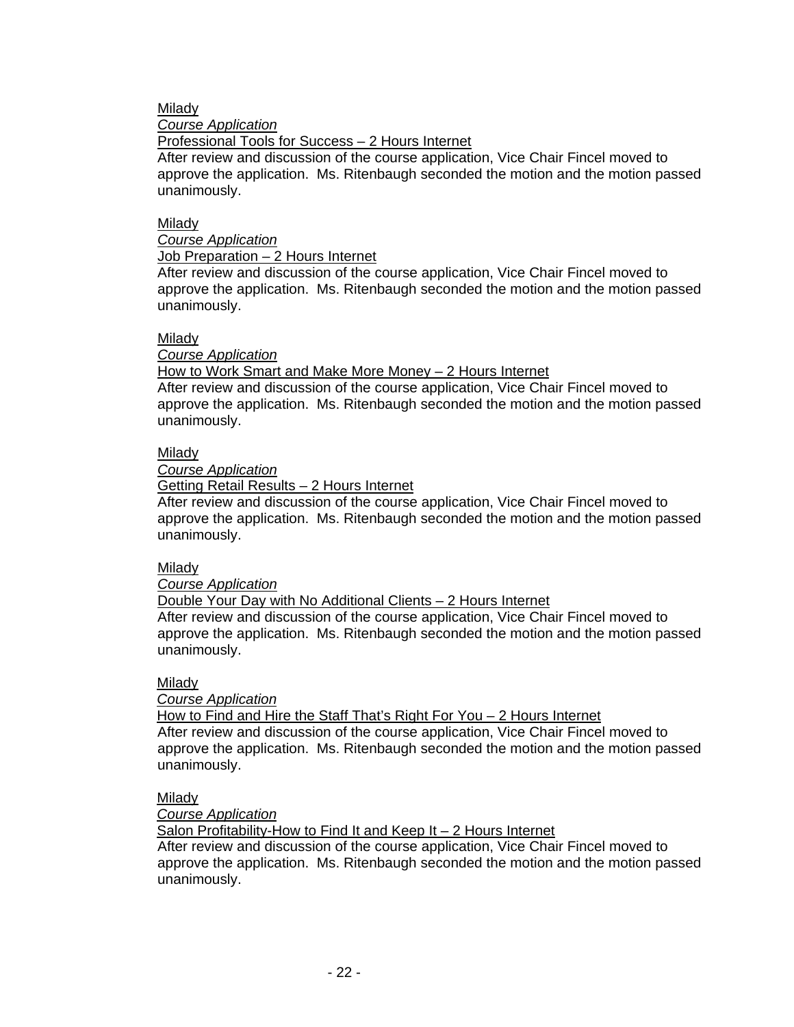Milady

*Course Application*

Professional Tools for Success – 2 Hours Internet

After review and discussion of the course application, Vice Chair Fincel moved to approve the application. Ms. Ritenbaugh seconded the motion and the motion passed unanimously.

Milady

*Course Application*

Job Preparation – 2 Hours Internet

After review and discussion of the course application, Vice Chair Fincel moved to approve the application. Ms. Ritenbaugh seconded the motion and the motion passed unanimously.

Milady

*Course Application*

How to Work Smart and Make More Money – 2 Hours Internet

After review and discussion of the course application, Vice Chair Fincel moved to approve the application. Ms. Ritenbaugh seconded the motion and the motion passed unanimously.

Milady

*Course Application*

Getting Retail Results – 2 Hours Internet

After review and discussion of the course application, Vice Chair Fincel moved to approve the application. Ms. Ritenbaugh seconded the motion and the motion passed unanimously.

Milady

*Course Application*

Double Your Day with No Additional Clients – 2 Hours Internet

After review and discussion of the course application, Vice Chair Fincel moved to approve the application. Ms. Ritenbaugh seconded the motion and the motion passed unanimously.

Milady

*Course Application*

How to Find and Hire the Staff That's Right For You – 2 Hours Internet

After review and discussion of the course application, Vice Chair Fincel moved to approve the application. Ms. Ritenbaugh seconded the motion and the motion passed unanimously.

Milady

*Course Application*

Salon Profitability-How to Find It and Keep It – 2 Hours Internet

After review and discussion of the course application, Vice Chair Fincel moved to approve the application. Ms. Ritenbaugh seconded the motion and the motion passed unanimously.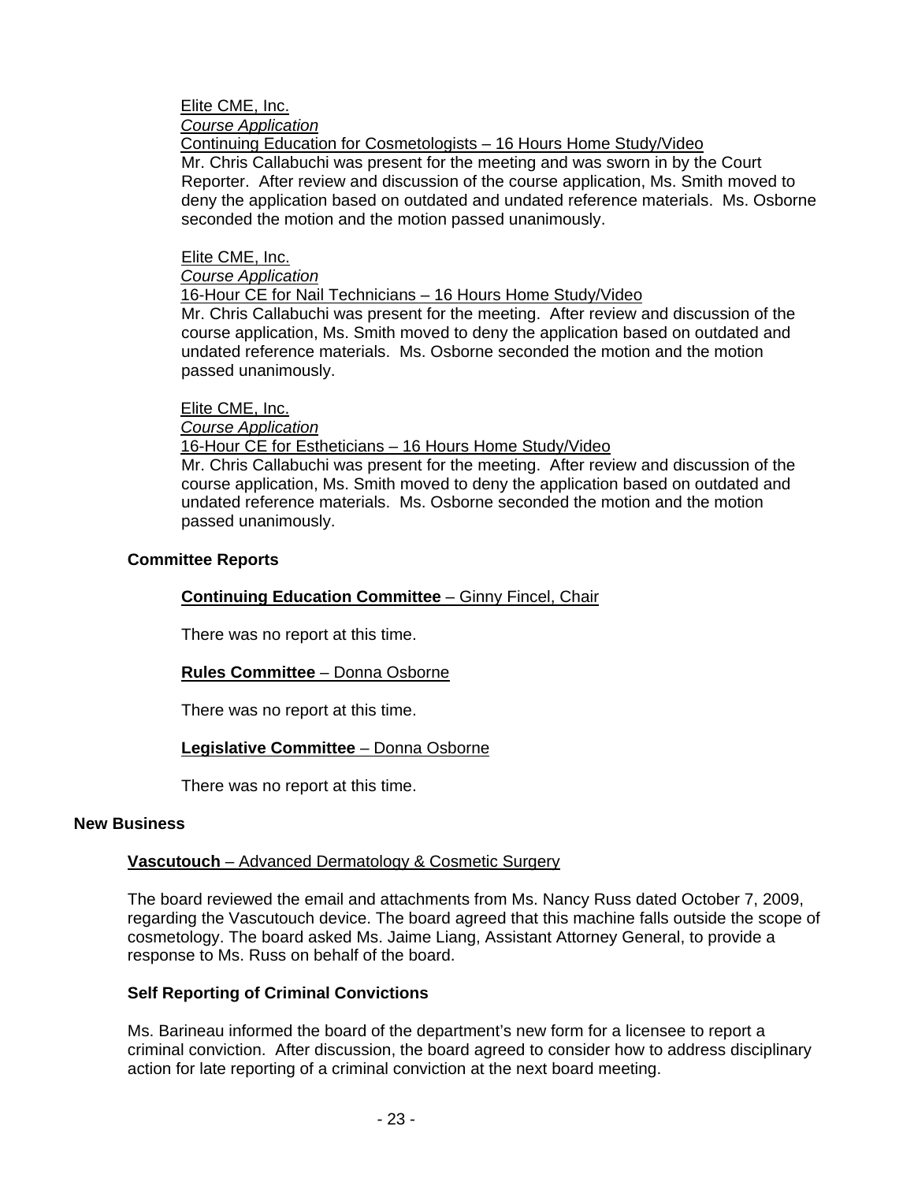Elite CME, Inc.
*Course Application*
Continuing Education for Cosmetologists – 16 Hours Home Study/Video
Mr. Chris Callabuchi was present for the meeting and was sworn in by the Court Reporter. After review and discussion of the course application, Ms. Smith moved to deny the application based on outdated and undated reference materials. Ms. Osborne seconded the motion and the motion passed unanimously.

Elite CME, Inc.
*Course Application*
16-Hour CE for Nail Technicians – 16 Hours Home Study/Video
Mr. Chris Callabuchi was present for the meeting. After review and discussion of the course application, Ms. Smith moved to deny the application based on outdated and undated reference materials. Ms. Osborne seconded the motion and the motion passed unanimously.

Elite CME, Inc.
*Course Application*
16-Hour CE for Estheticians – 16 Hours Home Study/Video
Mr. Chris Callabuchi was present for the meeting. After review and discussion of the course application, Ms. Smith moved to deny the application based on outdated and undated reference materials. Ms. Osborne seconded the motion and the motion passed unanimously.

### Committee Reports

**Continuing Education Committee** – Ginny Fincel, Chair

There was no report at this time.

**Rules Committee** – Donna Osborne

There was no report at this time.

**Legislative Committee** – Donna Osborne

There was no report at this time.

## New Business

**Vascutouch** – Advanced Dermatology & Cosmetic Surgery

The board reviewed the email and attachments from Ms. Nancy Russ dated October 7, 2009, regarding the Vascutouch device. The board agreed that this machine falls outside the scope of cosmetology. The board asked Ms. Jaime Liang, Assistant Attorney General, to provide a response to Ms. Russ on behalf of the board.

### Self Reporting of Criminal Convictions

Ms. Barineau informed the board of the department's new form for a licensee to report a criminal conviction. After discussion, the board agreed to consider how to address disciplinary action for late reporting of a criminal conviction at the next board meeting.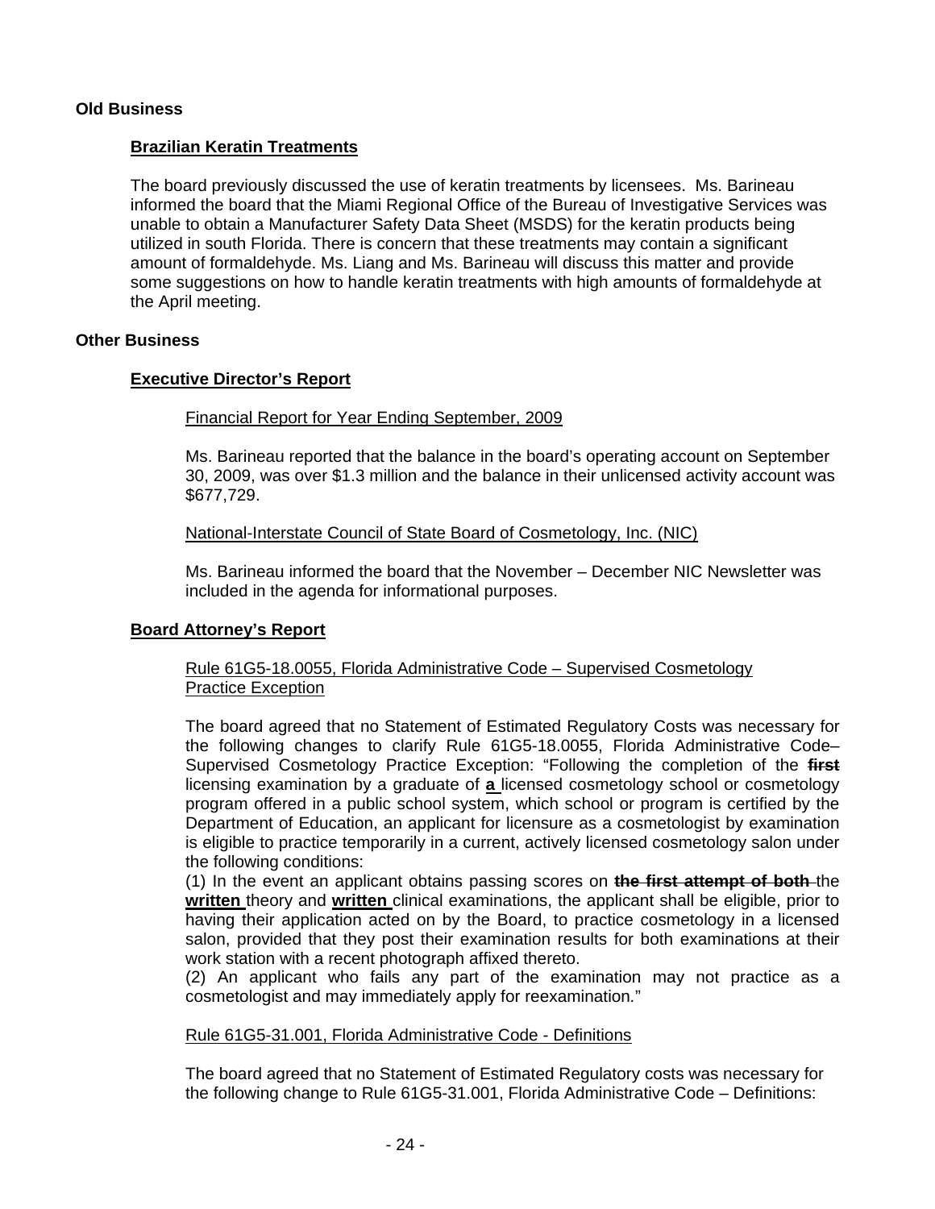**Old Business**

**Brazilian Keratin Treatments**

The board previously discussed the use of keratin treatments by licensees. Ms. Barineau informed the board that the Miami Regional Office of the Bureau of Investigative Services was unable to obtain a Manufacturer Safety Data Sheet (MSDS) for the keratin products being utilized in south Florida. There is concern that these treatments may contain a significant amount of formaldehyde. Ms. Liang and Ms. Barineau will discuss this matter and provide some suggestions on how to handle keratin treatments with high amounts of formaldehyde at the April meeting.

**Other Business**

**Executive Director's Report**

Financial Report for Year Ending September, 2009

Ms. Barineau reported that the balance in the board's operating account on September 30, 2009, was over $1.3 million and the balance in their unlicensed activity account was $677,729.

National-Interstate Council of State Board of Cosmetology, Inc. (NIC)

Ms. Barineau informed the board that the November – December NIC Newsletter was included in the agenda for informational purposes.

**Board Attorney's Report**

Rule 61G5-18.0055, Florida Administrative Code – Supervised Cosmetology Practice Exception

The board agreed that no Statement of Estimated Regulatory Costs was necessary for the following changes to clarify Rule 61G5-18.0055, Florida Administrative Code– Supervised Cosmetology Practice Exception: "Following the completion of the ~~**first**~~ licensing examination by a graduate of **a** licensed cosmetology school or cosmetology program offered in a public school system, which school or program is certified by the Department of Education, an applicant for licensure as a cosmetologist by examination is eligible to practice temporarily in a current, actively licensed cosmetology salon under the following conditions:
(1) In the event an applicant obtains passing scores on ~~**the first attempt of both**~~ the **written** theory and **written** clinical examinations, the applicant shall be eligible, prior to having their application acted on by the Board, to practice cosmetology in a licensed salon, provided that they post their examination results for both examinations at their work station with a recent photograph affixed thereto.
(2) An applicant who fails any part of the examination may not practice as a cosmetologist and may immediately apply for reexamination."

Rule 61G5-31.001, Florida Administrative Code - Definitions

The board agreed that no Statement of Estimated Regulatory costs was necessary for the following change to Rule 61G5-31.001, Florida Administrative Code – Definitions: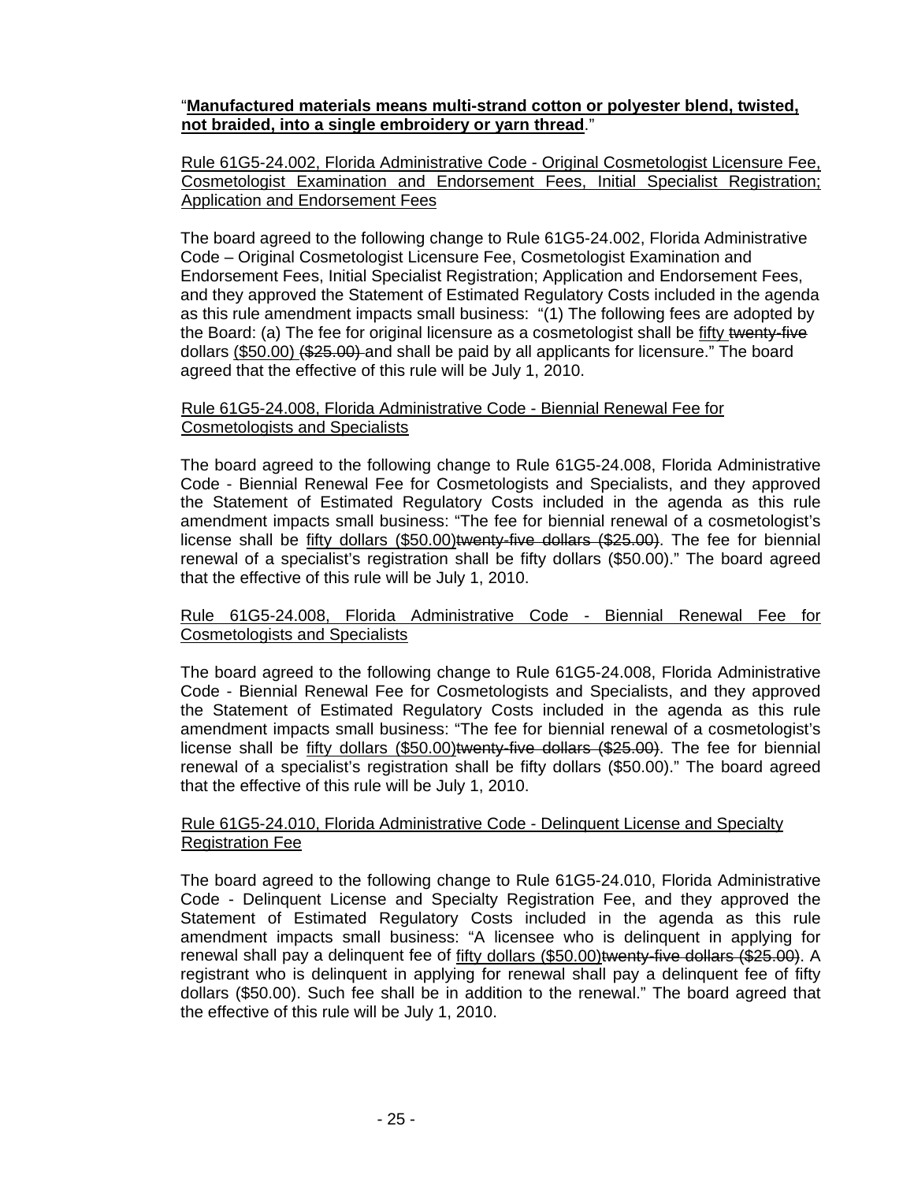"<u>**Manufactured materials means multi-strand cotton or polyester blend, twisted, not braided, into a single embroidery or yarn thread**</u>."

<u>Rule 61G5-24.002, Florida Administrative Code - Original Cosmetologist Licensure Fee, Cosmetologist Examination and Endorsement Fees, Initial Specialist Registration; Application and Endorsement Fees</u>

The board agreed to the following change to Rule 61G5-24.002, Florida Administrative Code – Original Cosmetologist Licensure Fee, Cosmetologist Examination and Endorsement Fees, Initial Specialist Registration; Application and Endorsement Fees, and they approved the Statement of Estimated Regulatory Costs included in the agenda as this rule amendment impacts small business: "(1) The following fees are adopted by the Board: (a) The fee for original licensure as a cosmetologist shall be <u>fifty</u> ~~twenty-five~~ dollars <u>($50.00)</u> ~~($25.00)~~ and shall be paid by all applicants for licensure." The board agreed that the effective of this rule will be July 1, 2010.

<u>Rule 61G5-24.008, Florida Administrative Code - Biennial Renewal Fee for Cosmetologists and Specialists</u>

The board agreed to the following change to Rule 61G5-24.008, Florida Administrative Code - Biennial Renewal Fee for Cosmetologists and Specialists, and they approved the Statement of Estimated Regulatory Costs included in the agenda as this rule amendment impacts small business: "The fee for biennial renewal of a cosmetologist's license shall be <u>fifty dollars ($50.00)</u>~~twenty-five dollars ($25.00)~~. The fee for biennial renewal of a specialist's registration shall be fifty dollars ($50.00)." The board agreed that the effective of this rule will be July 1, 2010.

<u>Rule 61G5-24.008, Florida Administrative Code - Biennial Renewal Fee for Cosmetologists and Specialists</u>

The board agreed to the following change to Rule 61G5-24.008, Florida Administrative Code - Biennial Renewal Fee for Cosmetologists and Specialists, and they approved the Statement of Estimated Regulatory Costs included in the agenda as this rule amendment impacts small business: "The fee for biennial renewal of a cosmetologist's license shall be <u>fifty dollars ($50.00)</u>~~twenty-five dollars ($25.00)~~. The fee for biennial renewal of a specialist's registration shall be fifty dollars ($50.00)." The board agreed that the effective of this rule will be July 1, 2010.

<u>Rule 61G5-24.010, Florida Administrative Code - Delinquent License and Specialty Registration Fee</u>

The board agreed to the following change to Rule 61G5-24.010, Florida Administrative Code - Delinquent License and Specialty Registration Fee, and they approved the Statement of Estimated Regulatory Costs included in the agenda as this rule amendment impacts small business: "A licensee who is delinquent in applying for renewal shall pay a delinquent fee of <u>fifty dollars ($50.00)</u>~~twenty-five dollars ($25.00)~~. A registrant who is delinquent in applying for renewal shall pay a delinquent fee of fifty dollars ($50.00). Such fee shall be in addition to the renewal." The board agreed that the effective of this rule will be July 1, 2010.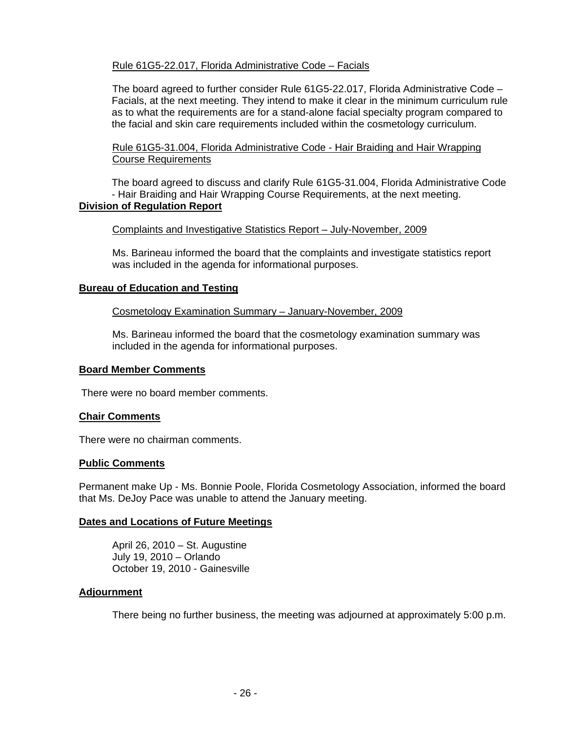Rule 61G5-22.017, Florida Administrative Code – Facials

The board agreed to further consider Rule 61G5-22.017, Florida Administrative Code – Facials, at the next meeting. They intend to make it clear in the minimum curriculum rule as to what the requirements are for a stand-alone facial specialty program compared to the facial and skin care requirements included within the cosmetology curriculum.

Rule 61G5-31.004, Florida Administrative Code - Hair Braiding and Hair Wrapping Course Requirements

The board agreed to discuss and clarify Rule 61G5-31.004, Florida Administrative Code - Hair Braiding and Hair Wrapping Course Requirements, at the next meeting.

**Division of Regulation Report**

Complaints and Investigative Statistics Report – July-November, 2009

Ms. Barineau informed the board that the complaints and investigate statistics report was included in the agenda for informational purposes.

**Bureau of Education and Testing**

Cosmetology Examination Summary – January-November, 2009

Ms. Barineau informed the board that the cosmetology examination summary was included in the agenda for informational purposes.

**Board Member Comments**

There were no board member comments.

**Chair Comments**

There were no chairman comments.

**Public Comments**

Permanent make Up - Ms. Bonnie Poole, Florida Cosmetology Association, informed the board that Ms. DeJoy Pace was unable to attend the January meeting.

**Dates and Locations of Future Meetings**

April 26, 2010 – St. Augustine
July 19, 2010 – Orlando
October 19, 2010 - Gainesville

**Adjournment**

There being no further business, the meeting was adjourned at approximately 5:00 p.m.